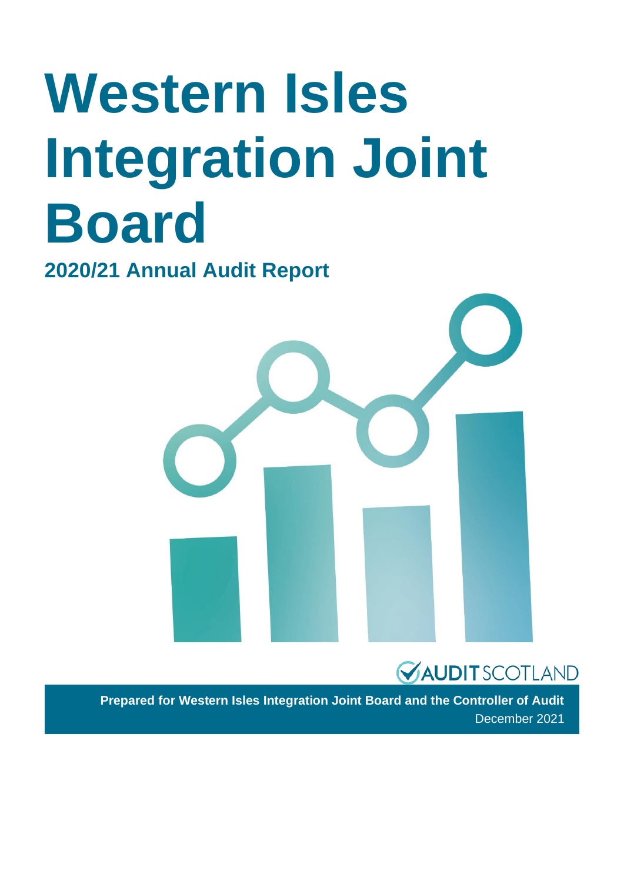# Western Isles Integration Joint Board

## 2020/21 Annual Audit Report

AUDIT SCOTLAND

**Prepared for Western Isles Integration Joint Board and the Controller of Audit**

December 2021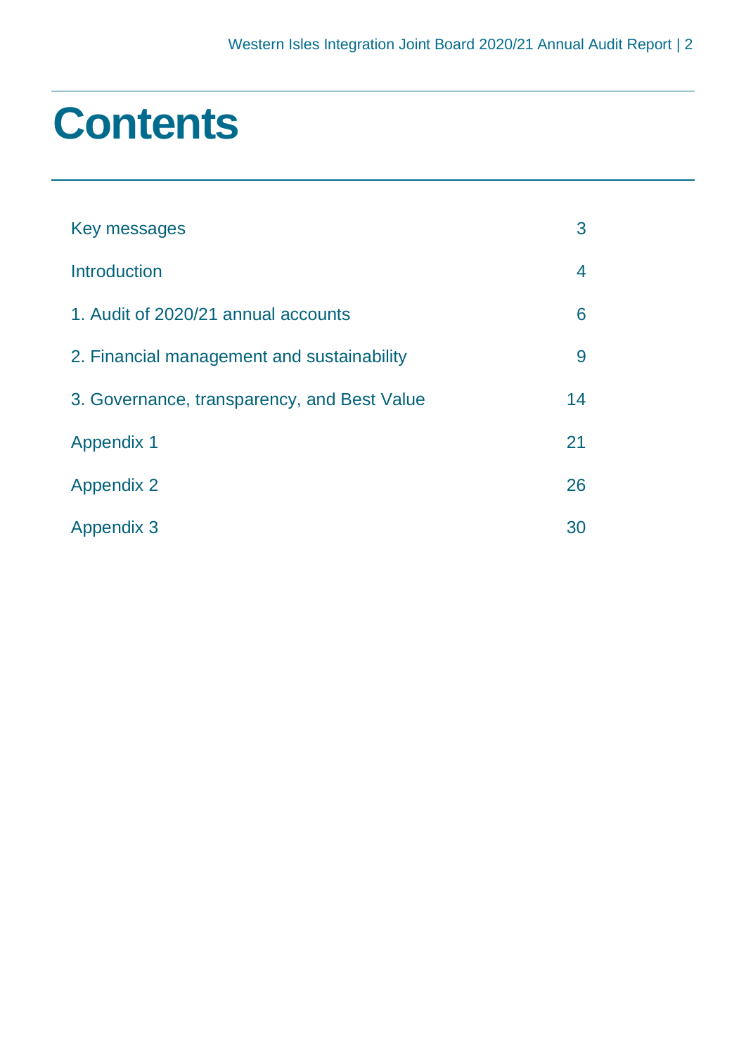# Contents

| | |
|---|---|
| Key messages | 3 |
| Introduction | 4 |
| 1. Audit of 2020/21 annual accounts | 6 |
| 2. Financial management and sustainability | 9 |
| 3. Governance, transparency, and Best Value | 14 |
| Appendix 1 | 21 |
| Appendix 2 | 26 |
| Appendix 3 | 30 |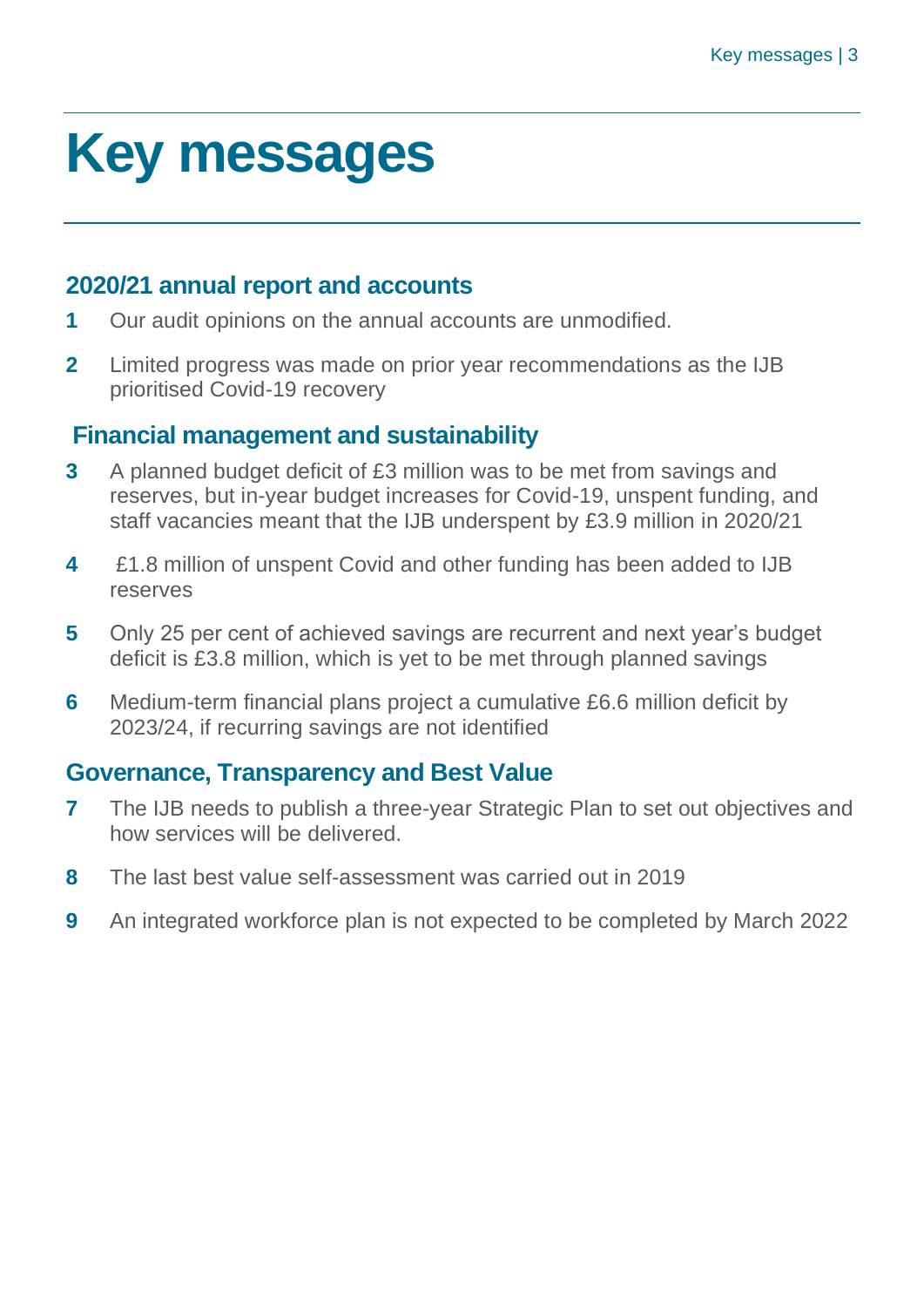# Key messages

## 2020/21 annual report and accounts

**1** Our audit opinions on the annual accounts are unmodified.

**2** Limited progress was made on prior year recommendations as the IJB prioritised Covid-19 recovery

## Financial management and sustainability

**3** A planned budget deficit of £3 million was to be met from savings and reserves, but in-year budget increases for Covid-19, unspent funding, and staff vacancies meant that the IJB underspent by £3.9 million in 2020/21

**4** £1.8 million of unspent Covid and other funding has been added to IJB reserves

**5** Only 25 per cent of achieved savings are recurrent and next year's budget deficit is £3.8 million, which is yet to be met through planned savings

**6** Medium-term financial plans project a cumulative £6.6 million deficit by 2023/24, if recurring savings are not identified

## Governance, Transparency and Best Value

**7** The IJB needs to publish a three-year Strategic Plan to set out objectives and how services will be delivered.

**8** The last best value self-assessment was carried out in 2019

**9** An integrated workforce plan is not expected to be completed by March 2022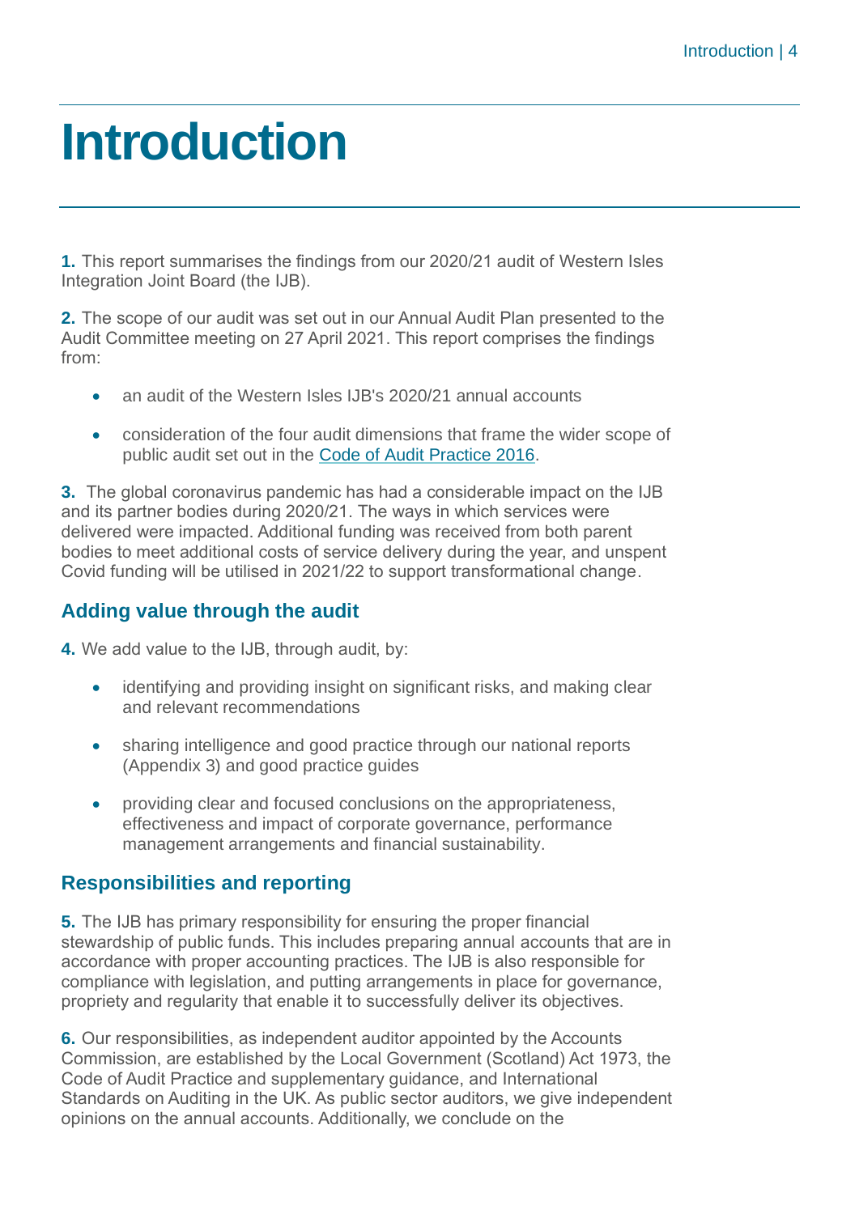# Introduction

**1.** This report summarises the findings from our 2020/21 audit of Western Isles Integration Joint Board (the IJB).

**2.** The scope of our audit was set out in our Annual Audit Plan presented to the Audit Committee meeting on 27 April 2021. This report comprises the findings from:

- an audit of the Western Isles IJB's 2020/21 annual accounts
- consideration of the four audit dimensions that frame the wider scope of public audit set out in the Code of Audit Practice 2016.

**3.** The global coronavirus pandemic has had a considerable impact on the IJB and its partner bodies during 2020/21. The ways in which services were delivered were impacted. Additional funding was received from both parent bodies to meet additional costs of service delivery during the year, and unspent Covid funding will be utilised in 2021/22 to support transformational change.

## Adding value through the audit

**4.** We add value to the IJB, through audit, by:

- identifying and providing insight on significant risks, and making clear and relevant recommendations
- sharing intelligence and good practice through our national reports (Appendix 3) and good practice guides
- providing clear and focused conclusions on the appropriateness, effectiveness and impact of corporate governance, performance management arrangements and financial sustainability.

## Responsibilities and reporting

**5.** The IJB has primary responsibility for ensuring the proper financial stewardship of public funds. This includes preparing annual accounts that are in accordance with proper accounting practices. The IJB is also responsible for compliance with legislation, and putting arrangements in place for governance, propriety and regularity that enable it to successfully deliver its objectives.

**6.** Our responsibilities, as independent auditor appointed by the Accounts Commission, are established by the Local Government (Scotland) Act 1973, the Code of Audit Practice and supplementary guidance, and International Standards on Auditing in the UK. As public sector auditors, we give independent opinions on the annual accounts. Additionally, we conclude on the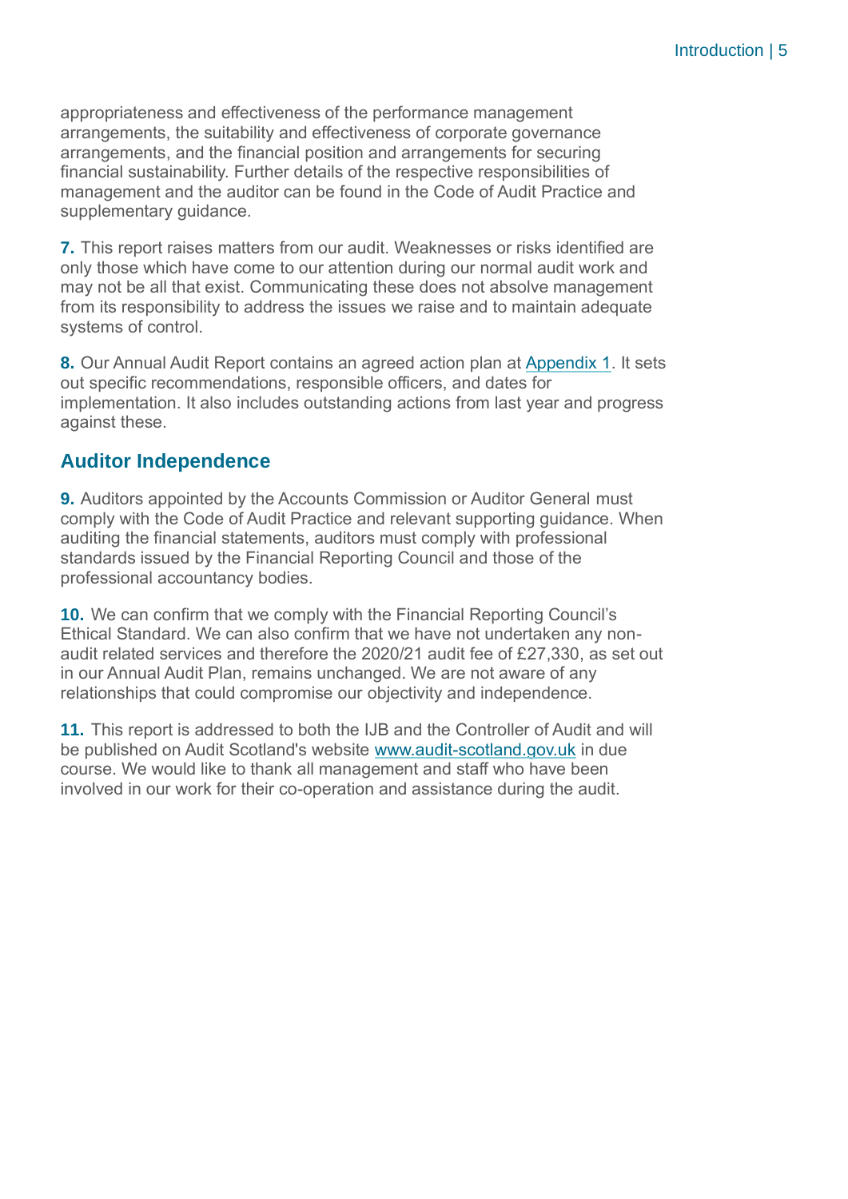appropriateness and effectiveness of the performance management arrangements, the suitability and effectiveness of corporate governance arrangements, and the financial position and arrangements for securing financial sustainability. Further details of the respective responsibilities of management and the auditor can be found in the Code of Audit Practice and supplementary guidance.

**7.** This report raises matters from our audit. Weaknesses or risks identified are only those which have come to our attention during our normal audit work and may not be all that exist. Communicating these does not absolve management from its responsibility to address the issues we raise and to maintain adequate systems of control.

**8.** Our Annual Audit Report contains an agreed action plan at Appendix 1. It sets out specific recommendations, responsible officers, and dates for implementation. It also includes outstanding actions from last year and progress against these.

## Auditor Independence

**9.** Auditors appointed by the Accounts Commission or Auditor General must comply with the Code of Audit Practice and relevant supporting guidance. When auditing the financial statements, auditors must comply with professional standards issued by the Financial Reporting Council and those of the professional accountancy bodies.

**10.** We can confirm that we comply with the Financial Reporting Council's Ethical Standard. We can also confirm that we have not undertaken any non-audit related services and therefore the 2020/21 audit fee of £27,330, as set out in our Annual Audit Plan, remains unchanged. We are not aware of any relationships that could compromise our objectivity and independence.

**11.** This report is addressed to both the IJB and the Controller of Audit and will be published on Audit Scotland's website www.audit-scotland.gov.uk in due course. We would like to thank all management and staff who have been involved in our work for their co-operation and assistance during the audit.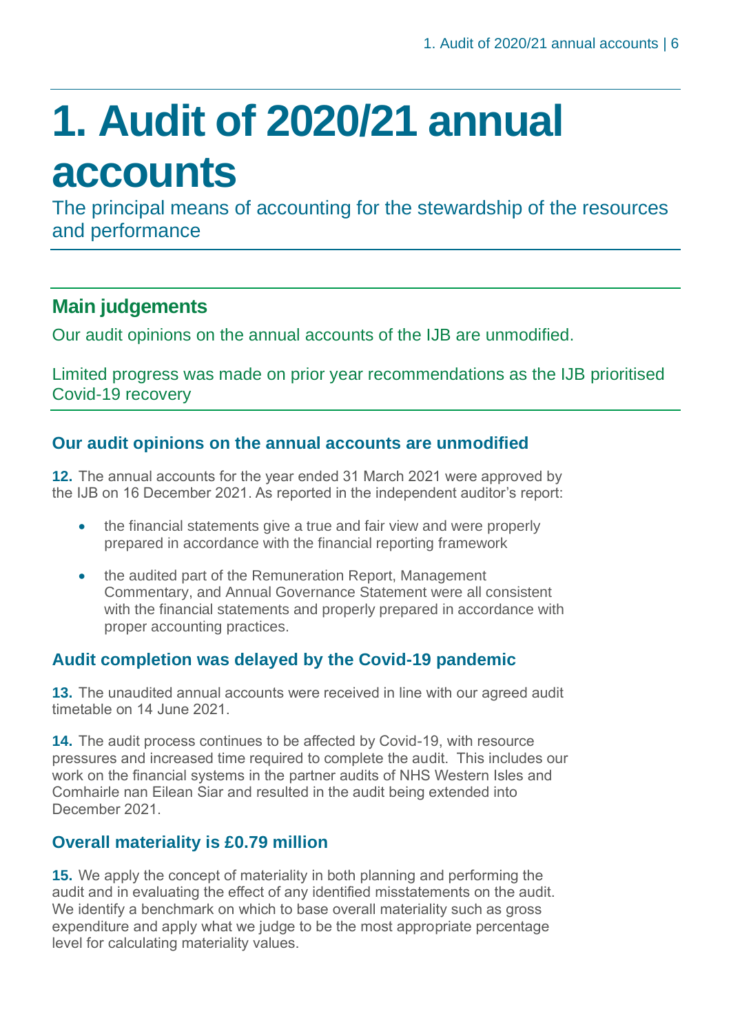# 1. Audit of 2020/21 annual accounts

The principal means of accounting for the stewardship of the resources and performance

## Main judgements

Our audit opinions on the annual accounts of the IJB are unmodified.

Limited progress was made on prior year recommendations as the IJB prioritised Covid-19 recovery

### Our audit opinions on the annual accounts are unmodified

**12.** The annual accounts for the year ended 31 March 2021 were approved by the IJB on 16 December 2021. As reported in the independent auditor's report:

- the financial statements give a true and fair view and were properly prepared in accordance with the financial reporting framework
- the audited part of the Remuneration Report, Management Commentary, and Annual Governance Statement were all consistent with the financial statements and properly prepared in accordance with proper accounting practices.

### Audit completion was delayed by the Covid-19 pandemic

**13.** The unaudited annual accounts were received in line with our agreed audit timetable on 14 June 2021.

**14.** The audit process continues to be affected by Covid-19, with resource pressures and increased time required to complete the audit. This includes our work on the financial systems in the partner audits of NHS Western Isles and Comhairle nan Eilean Siar and resulted in the audit being extended into December 2021.

### Overall materiality is £0.79 million

**15.** We apply the concept of materiality in both planning and performing the audit and in evaluating the effect of any identified misstatements on the audit. We identify a benchmark on which to base overall materiality such as gross expenditure and apply what we judge to be the most appropriate percentage level for calculating materiality values.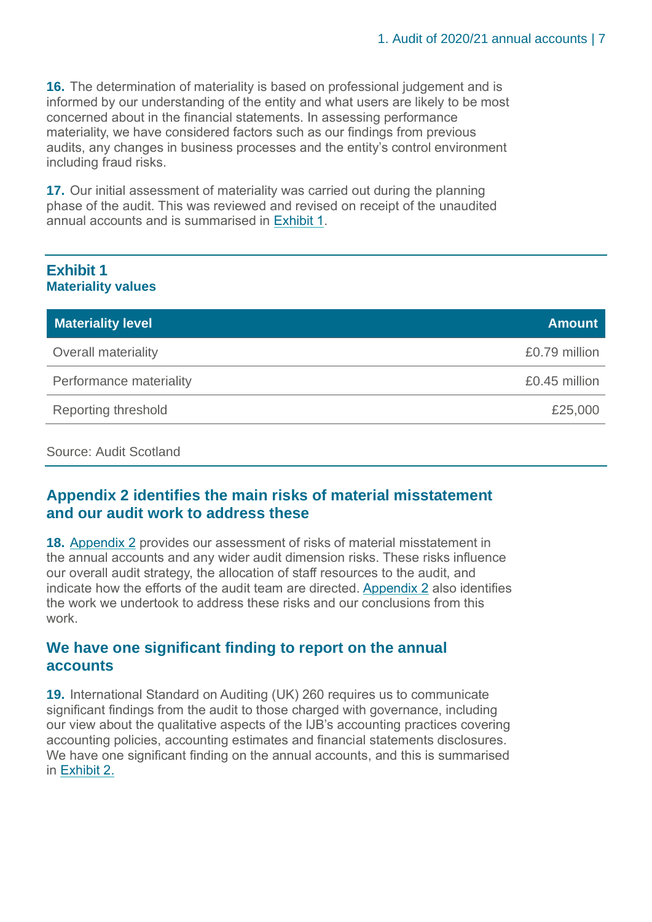**16.** The determination of materiality is based on professional judgement and is informed by our understanding of the entity and what users are likely to be most concerned about in the financial statements. In assessing performance materiality, we have considered factors such as our findings from previous audits, any changes in business processes and the entity's control environment including fraud risks.

**17.** Our initial assessment of materiality was carried out during the planning phase of the audit. This was reviewed and revised on receipt of the unaudited annual accounts and is summarised in Exhibit 1.

### Exhibit 1
**Materiality values**

| Materiality level | Amount |
|---|---|
| Overall materiality | £0.79 million |
| Performance materiality | £0.45 million |
| Reporting threshold | £25,000 |

Source: Audit Scotland

## Appendix 2 identifies the main risks of material misstatement and our audit work to address these

**18.** Appendix 2 provides our assessment of risks of material misstatement in the annual accounts and any wider audit dimension risks. These risks influence our overall audit strategy, the allocation of staff resources to the audit, and indicate how the efforts of the audit team are directed. Appendix 2 also identifies the work we undertook to address these risks and our conclusions from this work.

## We have one significant finding to report on the annual accounts

**19.** International Standard on Auditing (UK) 260 requires us to communicate significant findings from the audit to those charged with governance, including our view about the qualitative aspects of the IJB's accounting practices covering accounting policies, accounting estimates and financial statements disclosures. We have one significant finding on the annual accounts, and this is summarised in Exhibit 2.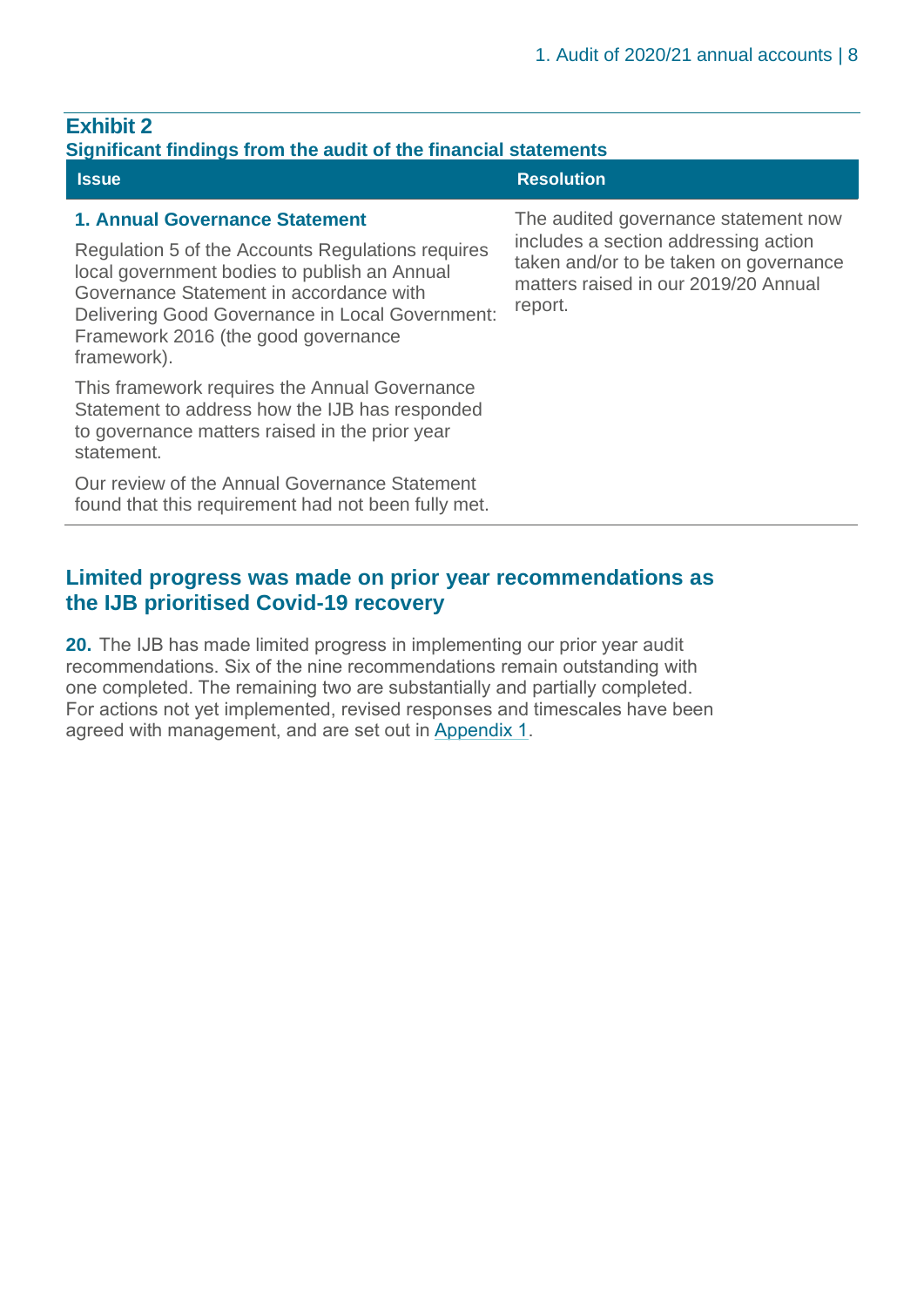**Exhibit 2**
**Significant findings from the audit of the financial statements**

| Issue | Resolution |
| --- | --- |
| **1. Annual Governance Statement**<br><br>Regulation 5 of the Accounts Regulations requires local government bodies to publish an Annual Governance Statement in accordance with Delivering Good Governance in Local Government: Framework 2016 (the good governance framework).<br><br>This framework requires the Annual Governance Statement to address how the IJB has responded to governance matters raised in the prior year statement.<br><br>Our review of the Annual Governance Statement found that this requirement had not been fully met. | The audited governance statement now includes a section addressing action taken and/or to be taken on governance matters raised in our 2019/20 Annual report. |

## Limited progress was made on prior year recommendations as the IJB prioritised Covid-19 recovery

**20.** The IJB has made limited progress in implementing our prior year audit recommendations. Six of the nine recommendations remain outstanding with one completed. The remaining two are substantially and partially completed. For actions not yet implemented, revised responses and timescales have been agreed with management, and are set out in Appendix 1.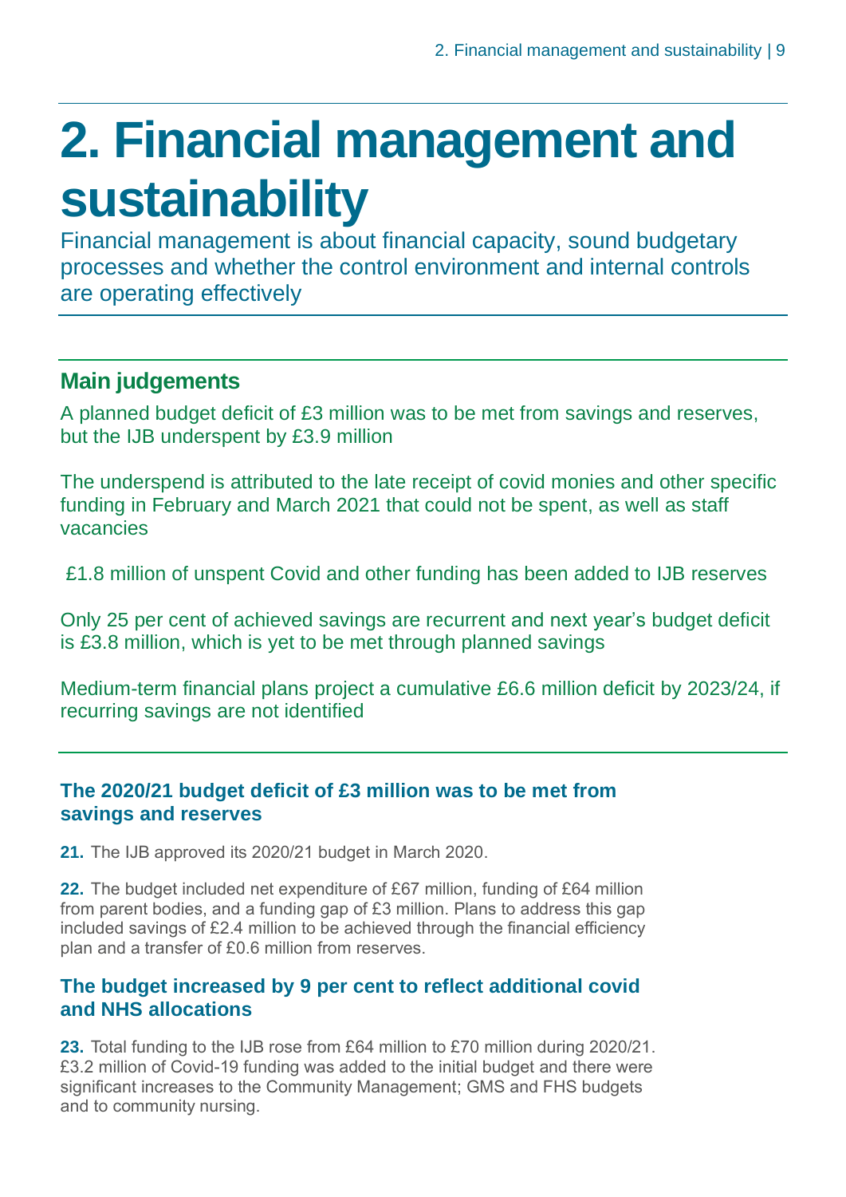# 2. Financial management and sustainability

Financial management is about financial capacity, sound budgetary processes and whether the control environment and internal controls are operating effectively

## Main judgements

A planned budget deficit of £3 million was to be met from savings and reserves, but the IJB underspent by £3.9 million

The underspend is attributed to the late receipt of covid monies and other specific funding in February and March 2021 that could not be spent, as well as staff vacancies

£1.8 million of unspent Covid and other funding has been added to IJB reserves

Only 25 per cent of achieved savings are recurrent and next year's budget deficit is £3.8 million, which is yet to be met through planned savings

Medium-term financial plans project a cumulative £6.6 million deficit by 2023/24, if recurring savings are not identified

### The 2020/21 budget deficit of £3 million was to be met from savings and reserves

**21.** The IJB approved its 2020/21 budget in March 2020.

**22.** The budget included net expenditure of £67 million, funding of £64 million from parent bodies, and a funding gap of £3 million. Plans to address this gap included savings of £2.4 million to be achieved through the financial efficiency plan and a transfer of £0.6 million from reserves.

### The budget increased by 9 per cent to reflect additional covid and NHS allocations

**23.** Total funding to the IJB rose from £64 million to £70 million during 2020/21. £3.2 million of Covid-19 funding was added to the initial budget and there were significant increases to the Community Management; GMS and FHS budgets and to community nursing.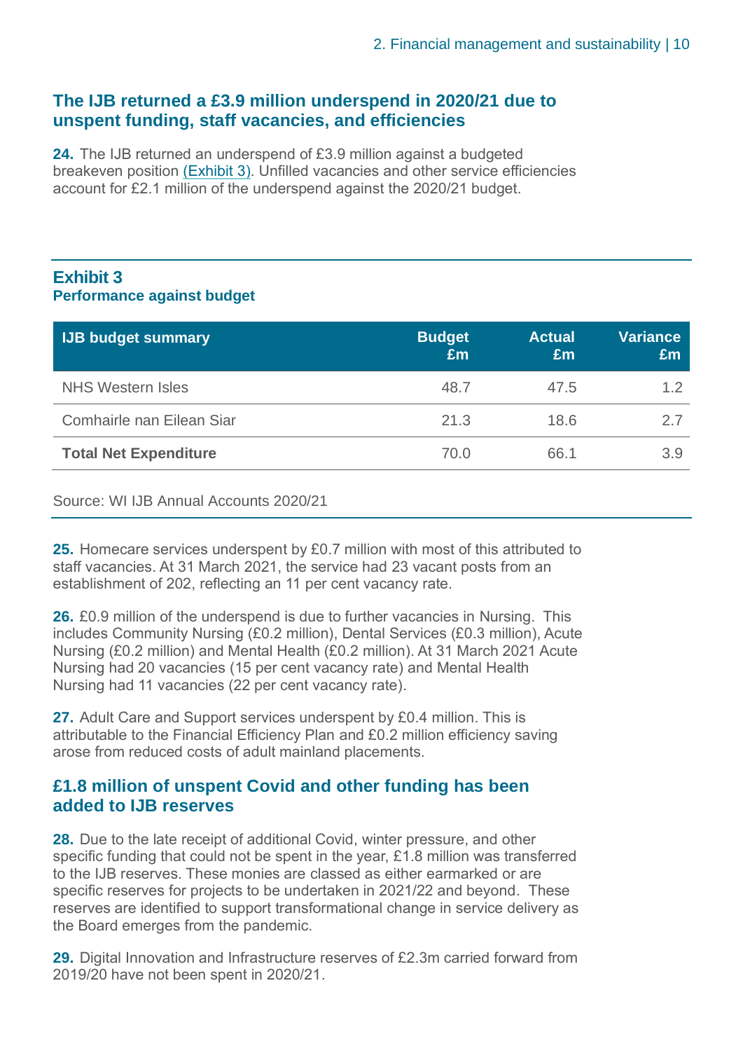## The IJB returned a £3.9 million underspend in 2020/21 due to unspent funding, staff vacancies, and efficiencies

**24.** The IJB returned an underspend of £3.9 million against a budgeted breakeven position (Exhibit 3). Unfilled vacancies and other service efficiencies account for £2.1 million of the underspend against the 2020/21 budget.

### Exhibit 3
**Performance against budget**

| IJB budget summary | Budget £m | Actual £m | Variance £m |
|---|---|---|---|
| NHS Western Isles | 48.7 | 47.5 | 1.2 |
| Comhairle nan Eilean Siar | 21.3 | 18.6 | 2.7 |
| **Total Net Expenditure** | 70.0 | 66.1 | 3.9 |

Source: WI IJB Annual Accounts 2020/21

**25.** Homecare services underspent by £0.7 million with most of this attributed to staff vacancies. At 31 March 2021, the service had 23 vacant posts from an establishment of 202, reflecting an 11 per cent vacancy rate.

**26.** £0.9 million of the underspend is due to further vacancies in Nursing. This includes Community Nursing (£0.2 million), Dental Services (£0.3 million), Acute Nursing (£0.2 million) and Mental Health (£0.2 million). At 31 March 2021 Acute Nursing had 20 vacancies (15 per cent vacancy rate) and Mental Health Nursing had 11 vacancies (22 per cent vacancy rate).

**27.** Adult Care and Support services underspent by £0.4 million. This is attributable to the Financial Efficiency Plan and £0.2 million efficiency saving arose from reduced costs of adult mainland placements.

## £1.8 million of unspent Covid and other funding has been added to IJB reserves

**28.** Due to the late receipt of additional Covid, winter pressure, and other specific funding that could not be spent in the year, £1.8 million was transferred to the IJB reserves. These monies are classed as either earmarked or are specific reserves for projects to be undertaken in 2021/22 and beyond. These reserves are identified to support transformational change in service delivery as the Board emerges from the pandemic.

**29.** Digital Innovation and Infrastructure reserves of £2.3m carried forward from 2019/20 have not been spent in 2020/21.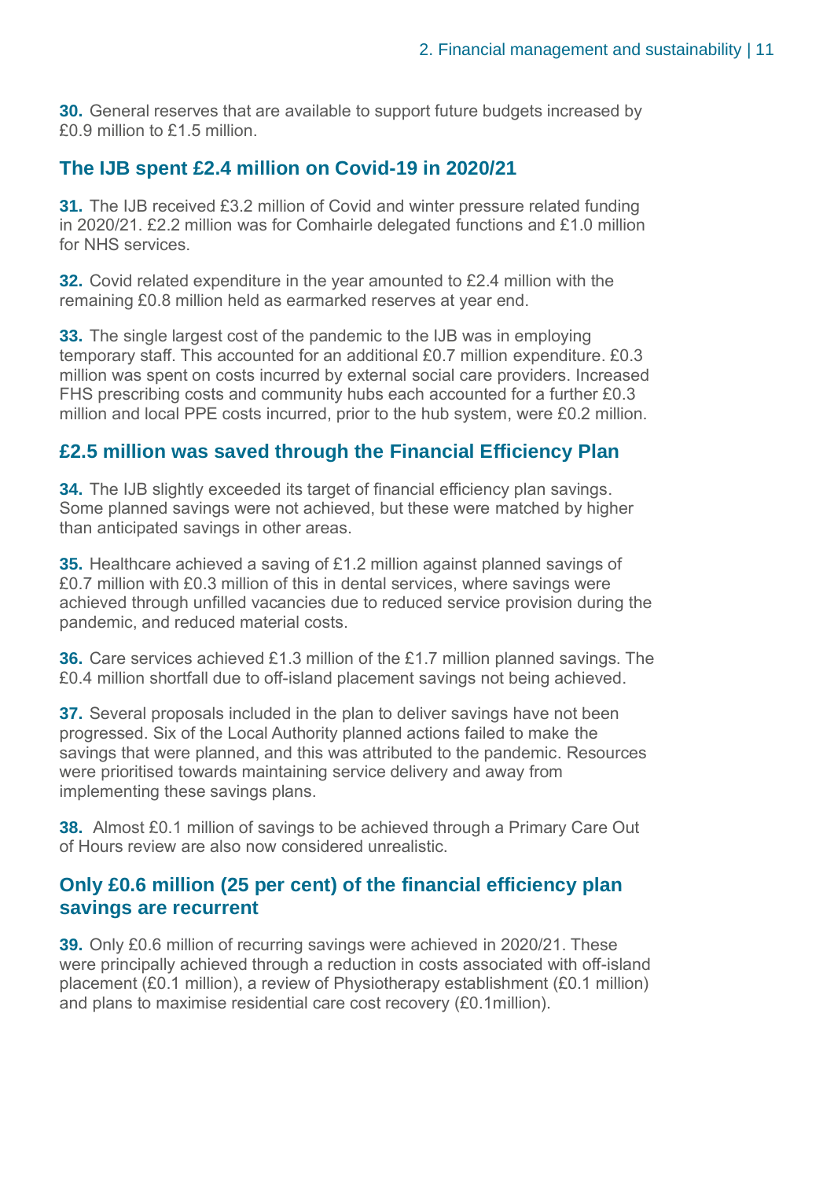**30.** General reserves that are available to support future budgets increased by £0.9 million to £1.5 million.

## The IJB spent £2.4 million on Covid-19 in 2020/21

**31.** The IJB received £3.2 million of Covid and winter pressure related funding in 2020/21. £2.2 million was for Comhairle delegated functions and £1.0 million for NHS services.

**32.** Covid related expenditure in the year amounted to £2.4 million with the remaining £0.8 million held as earmarked reserves at year end.

**33.** The single largest cost of the pandemic to the IJB was in employing temporary staff. This accounted for an additional £0.7 million expenditure. £0.3 million was spent on costs incurred by external social care providers. Increased FHS prescribing costs and community hubs each accounted for a further £0.3 million and local PPE costs incurred, prior to the hub system, were £0.2 million.

## £2.5 million was saved through the Financial Efficiency Plan

**34.** The IJB slightly exceeded its target of financial efficiency plan savings. Some planned savings were not achieved, but these were matched by higher than anticipated savings in other areas.

**35.** Healthcare achieved a saving of £1.2 million against planned savings of £0.7 million with £0.3 million of this in dental services, where savings were achieved through unfilled vacancies due to reduced service provision during the pandemic, and reduced material costs.

**36.** Care services achieved £1.3 million of the £1.7 million planned savings. The £0.4 million shortfall due to off-island placement savings not being achieved.

**37.** Several proposals included in the plan to deliver savings have not been progressed. Six of the Local Authority planned actions failed to make the savings that were planned, and this was attributed to the pandemic. Resources were prioritised towards maintaining service delivery and away from implementing these savings plans.

**38.** Almost £0.1 million of savings to be achieved through a Primary Care Out of Hours review are also now considered unrealistic.

## Only £0.6 million (25 per cent) of the financial efficiency plan savings are recurrent

**39.** Only £0.6 million of recurring savings were achieved in 2020/21. These were principally achieved through a reduction in costs associated with off-island placement (£0.1 million), a review of Physiotherapy establishment (£0.1 million) and plans to maximise residential care cost recovery (£0.1million).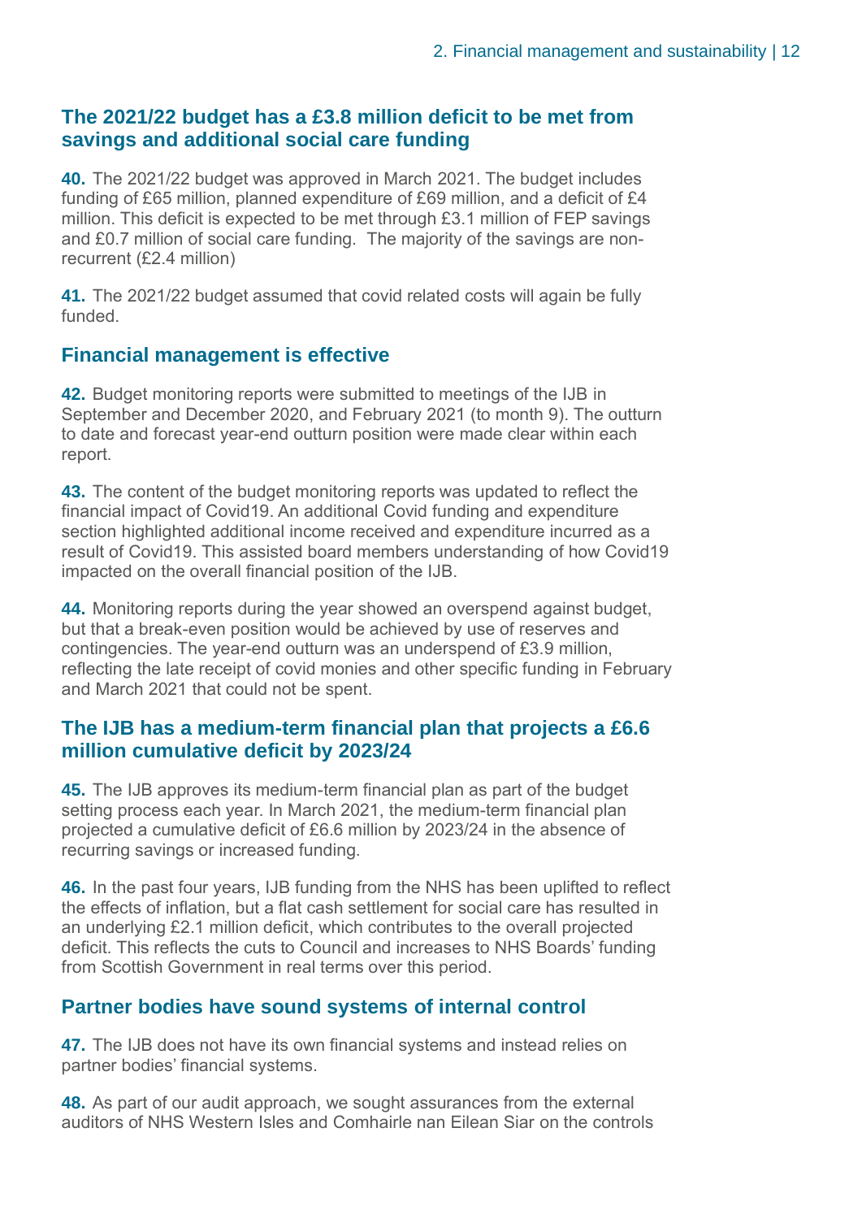## The 2021/22 budget has a £3.8 million deficit to be met from savings and additional social care funding

**40.** The 2021/22 budget was approved in March 2021. The budget includes funding of £65 million, planned expenditure of £69 million, and a deficit of £4 million. This deficit is expected to be met through £3.1 million of FEP savings and £0.7 million of social care funding. The majority of the savings are non-recurrent (£2.4 million)

**41.** The 2021/22 budget assumed that covid related costs will again be fully funded.

## Financial management is effective

**42.** Budget monitoring reports were submitted to meetings of the IJB in September and December 2020, and February 2021 (to month 9). The outturn to date and forecast year-end outturn position were made clear within each report.

**43.** The content of the budget monitoring reports was updated to reflect the financial impact of Covid19. An additional Covid funding and expenditure section highlighted additional income received and expenditure incurred as a result of Covid19. This assisted board members understanding of how Covid19 impacted on the overall financial position of the IJB.

**44.** Monitoring reports during the year showed an overspend against budget, but that a break-even position would be achieved by use of reserves and contingencies. The year-end outturn was an underspend of £3.9 million, reflecting the late receipt of covid monies and other specific funding in February and March 2021 that could not be spent.

## The IJB has a medium-term financial plan that projects a £6.6 million cumulative deficit by 2023/24

**45.** The IJB approves its medium-term financial plan as part of the budget setting process each year. In March 2021, the medium-term financial plan projected a cumulative deficit of £6.6 million by 2023/24 in the absence of recurring savings or increased funding.

**46.** In the past four years, IJB funding from the NHS has been uplifted to reflect the effects of inflation, but a flat cash settlement for social care has resulted in an underlying £2.1 million deficit, which contributes to the overall projected deficit. This reflects the cuts to Council and increases to NHS Boards' funding from Scottish Government in real terms over this period.

## Partner bodies have sound systems of internal control

**47.** The IJB does not have its own financial systems and instead relies on partner bodies' financial systems.

**48.** As part of our audit approach, we sought assurances from the external auditors of NHS Western Isles and Comhairle nan Eilean Siar on the controls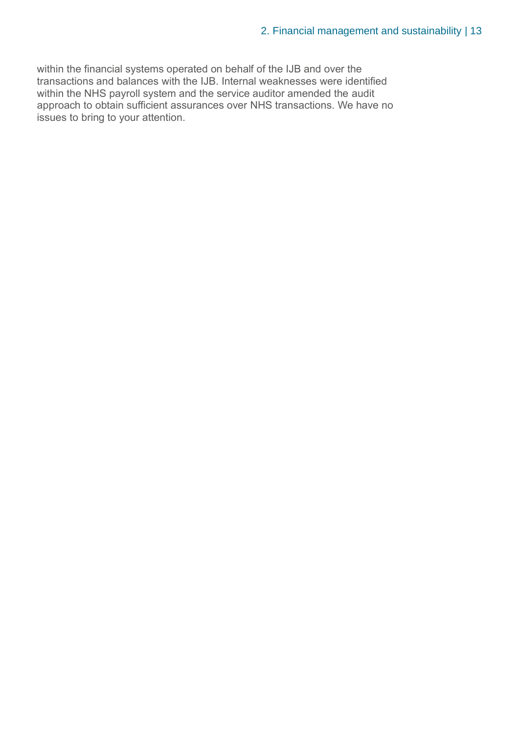within the financial systems operated on behalf of the IJB and over the transactions and balances with the IJB. Internal weaknesses were identified within the NHS payroll system and the service auditor amended the audit approach to obtain sufficient assurances over NHS transactions. We have no issues to bring to your attention.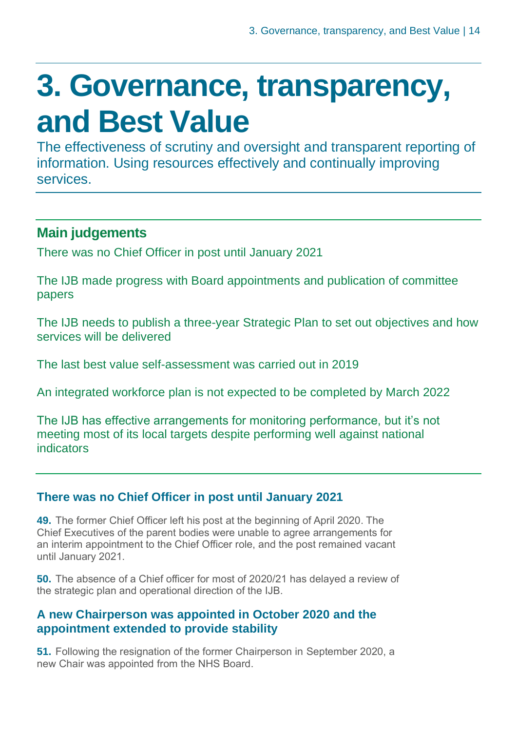# 3. Governance, transparency, and Best Value

The effectiveness of scrutiny and oversight and transparent reporting of information. Using resources effectively and continually improving services.

## Main judgements

There was no Chief Officer in post until January 2021

The IJB made progress with Board appointments and publication of committee papers

The IJB needs to publish a three-year Strategic Plan to set out objectives and how services will be delivered

The last best value self-assessment was carried out in 2019

An integrated workforce plan is not expected to be completed by March 2022

The IJB has effective arrangements for monitoring performance, but it's not meeting most of its local targets despite performing well against national indicators

### There was no Chief Officer in post until January 2021

**49.** The former Chief Officer left his post at the beginning of April 2020. The Chief Executives of the parent bodies were unable to agree arrangements for an interim appointment to the Chief Officer role, and the post remained vacant until January 2021.

**50.** The absence of a Chief officer for most of 2020/21 has delayed a review of the strategic plan and operational direction of the IJB.

### A new Chairperson was appointed in October 2020 and the appointment extended to provide stability

**51.** Following the resignation of the former Chairperson in September 2020, a new Chair was appointed from the NHS Board.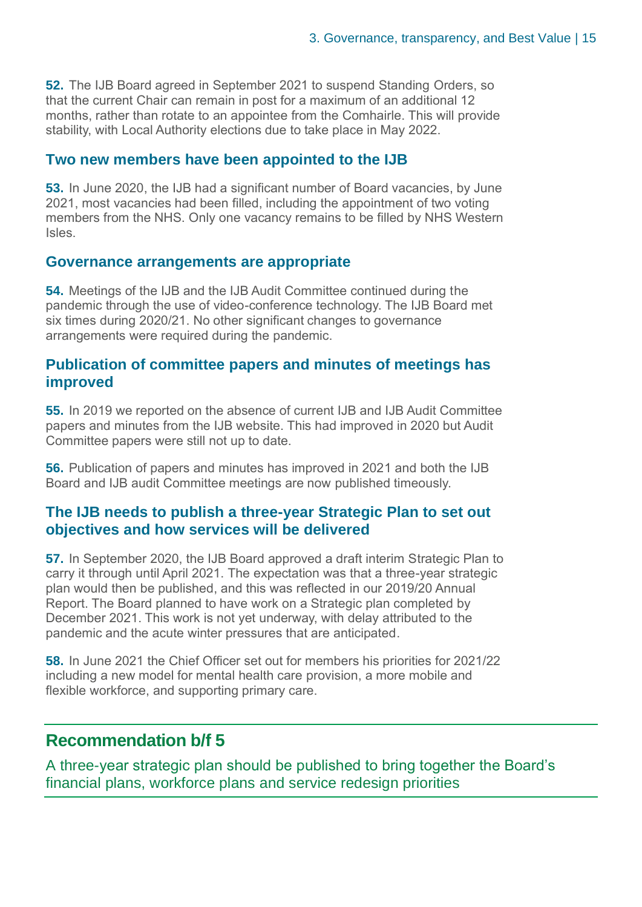**52.** The IJB Board agreed in September 2021 to suspend Standing Orders, so that the current Chair can remain in post for a maximum of an additional 12 months, rather than rotate to an appointee from the Comhairle. This will provide stability, with Local Authority elections due to take place in May 2022.

### Two new members have been appointed to the IJB

**53.** In June 2020, the IJB had a significant number of Board vacancies, by June 2021, most vacancies had been filled, including the appointment of two voting members from the NHS. Only one vacancy remains to be filled by NHS Western Isles.

### Governance arrangements are appropriate

**54.** Meetings of the IJB and the IJB Audit Committee continued during the pandemic through the use of video-conference technology. The IJB Board met six times during 2020/21. No other significant changes to governance arrangements were required during the pandemic.

### Publication of committee papers and minutes of meetings has improved

**55.** In 2019 we reported on the absence of current IJB and IJB Audit Committee papers and minutes from the IJB website. This had improved in 2020 but Audit Committee papers were still not up to date.

**56.** Publication of papers and minutes has improved in 2021 and both the IJB Board and IJB audit Committee meetings are now published timeously.

### The IJB needs to publish a three-year Strategic Plan to set out objectives and how services will be delivered

**57.** In September 2020, the IJB Board approved a draft interim Strategic Plan to carry it through until April 2021. The expectation was that a three-year strategic plan would then be published, and this was reflected in our 2019/20 Annual Report. The Board planned to have work on a Strategic plan completed by December 2021. This work is not yet underway, with delay attributed to the pandemic and the acute winter pressures that are anticipated.

**58.** In June 2021 the Chief Officer set out for members his priorities for 2021/22 including a new model for mental health care provision, a more mobile and flexible workforce, and supporting primary care.

## Recommendation b/f 5

A three-year strategic plan should be published to bring together the Board's financial plans, workforce plans and service redesign priorities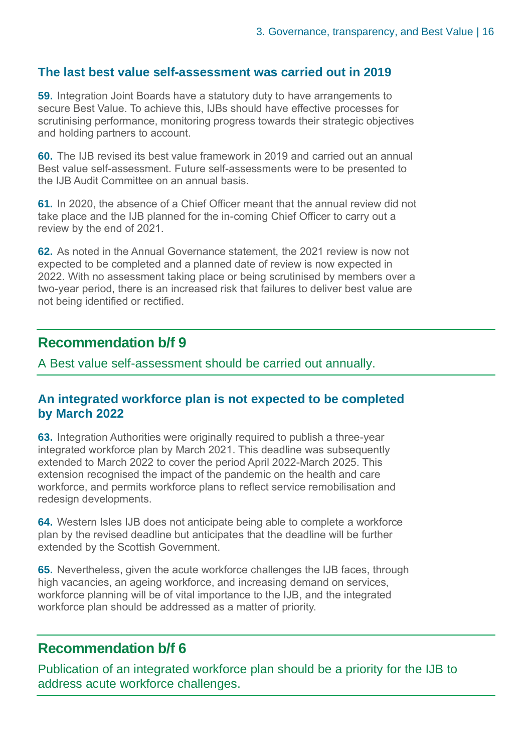## The last best value self-assessment was carried out in 2019

**59.** Integration Joint Boards have a statutory duty to have arrangements to secure Best Value. To achieve this, IJBs should have effective processes for scrutinising performance, monitoring progress towards their strategic objectives and holding partners to account.

**60.** The IJB revised its best value framework in 2019 and carried out an annual Best value self-assessment. Future self-assessments were to be presented to the IJB Audit Committee on an annual basis.

**61.** In 2020, the absence of a Chief Officer meant that the annual review did not take place and the IJB planned for the in-coming Chief Officer to carry out a review by the end of 2021.

**62.** As noted in the Annual Governance statement, the 2021 review is now not expected to be completed and a planned date of review is now expected in 2022. With no assessment taking place or being scrutinised by members over a two-year period, there is an increased risk that failures to deliver best value are not being identified or rectified.

### Recommendation b/f 9

A Best value self-assessment should be carried out annually.

## An integrated workforce plan is not expected to be completed by March 2022

**63.** Integration Authorities were originally required to publish a three-year integrated workforce plan by March 2021. This deadline was subsequently extended to March 2022 to cover the period April 2022-March 2025. This extension recognised the impact of the pandemic on the health and care workforce, and permits workforce plans to reflect service remobilisation and redesign developments.

**64.** Western Isles IJB does not anticipate being able to complete a workforce plan by the revised deadline but anticipates that the deadline will be further extended by the Scottish Government.

**65.** Nevertheless, given the acute workforce challenges the IJB faces, through high vacancies, an ageing workforce, and increasing demand on services, workforce planning will be of vital importance to the IJB, and the integrated workforce plan should be addressed as a matter of priority.

### Recommendation b/f 6

Publication of an integrated workforce plan should be a priority for the IJB to address acute workforce challenges.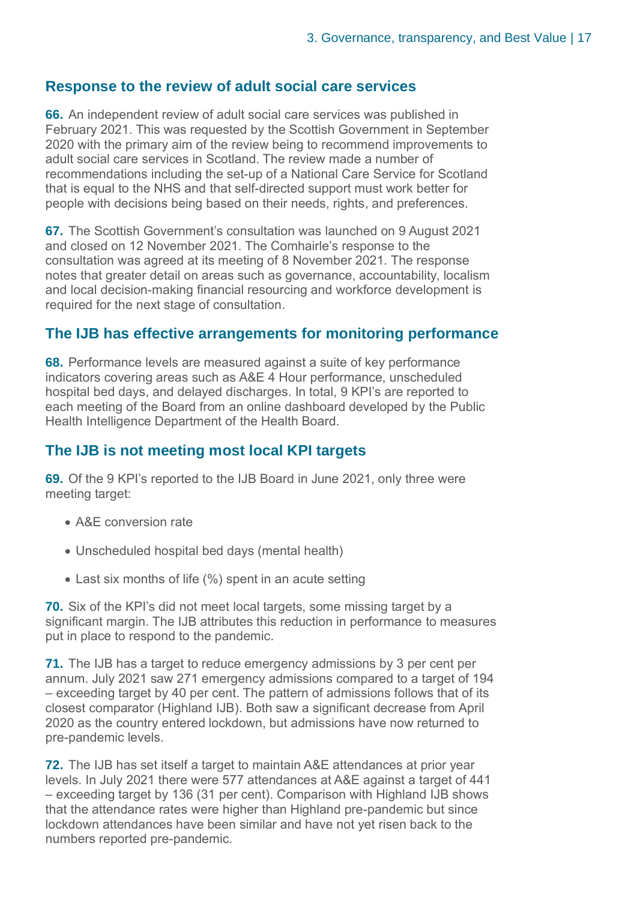## Response to the review of adult social care services

**66.** An independent review of adult social care services was published in February 2021. This was requested by the Scottish Government in September 2020 with the primary aim of the review being to recommend improvements to adult social care services in Scotland. The review made a number of recommendations including the set-up of a National Care Service for Scotland that is equal to the NHS and that self-directed support must work better for people with decisions being based on their needs, rights, and preferences.

**67.** The Scottish Government's consultation was launched on 9 August 2021 and closed on 12 November 2021. The Comhairle's response to the consultation was agreed at its meeting of 8 November 2021. The response notes that greater detail on areas such as governance, accountability, localism and local decision-making financial resourcing and workforce development is required for the next stage of consultation.

## The IJB has effective arrangements for monitoring performance

**68.** Performance levels are measured against a suite of key performance indicators covering areas such as A&E 4 Hour performance, unscheduled hospital bed days, and delayed discharges. In total, 9 KPI's are reported to each meeting of the Board from an online dashboard developed by the Public Health Intelligence Department of the Health Board.

## The IJB is not meeting most local KPI targets

**69.** Of the 9 KPI's reported to the IJB Board in June 2021, only three were meeting target:

- A&E conversion rate
- Unscheduled hospital bed days (mental health)
- Last six months of life (%) spent in an acute setting

**70.** Six of the KPI's did not meet local targets, some missing target by a significant margin. The IJB attributes this reduction in performance to measures put in place to respond to the pandemic.

**71.** The IJB has a target to reduce emergency admissions by 3 per cent per annum. July 2021 saw 271 emergency admissions compared to a target of 194 – exceeding target by 40 per cent. The pattern of admissions follows that of its closest comparator (Highland IJB). Both saw a significant decrease from April 2020 as the country entered lockdown, but admissions have now returned to pre-pandemic levels.

**72.** The IJB has set itself a target to maintain A&E attendances at prior year levels. In July 2021 there were 577 attendances at A&E against a target of 441 – exceeding target by 136 (31 per cent). Comparison with Highland IJB shows that the attendance rates were higher than Highland pre-pandemic but since lockdown attendances have been similar and have not yet risen back to the numbers reported pre-pandemic.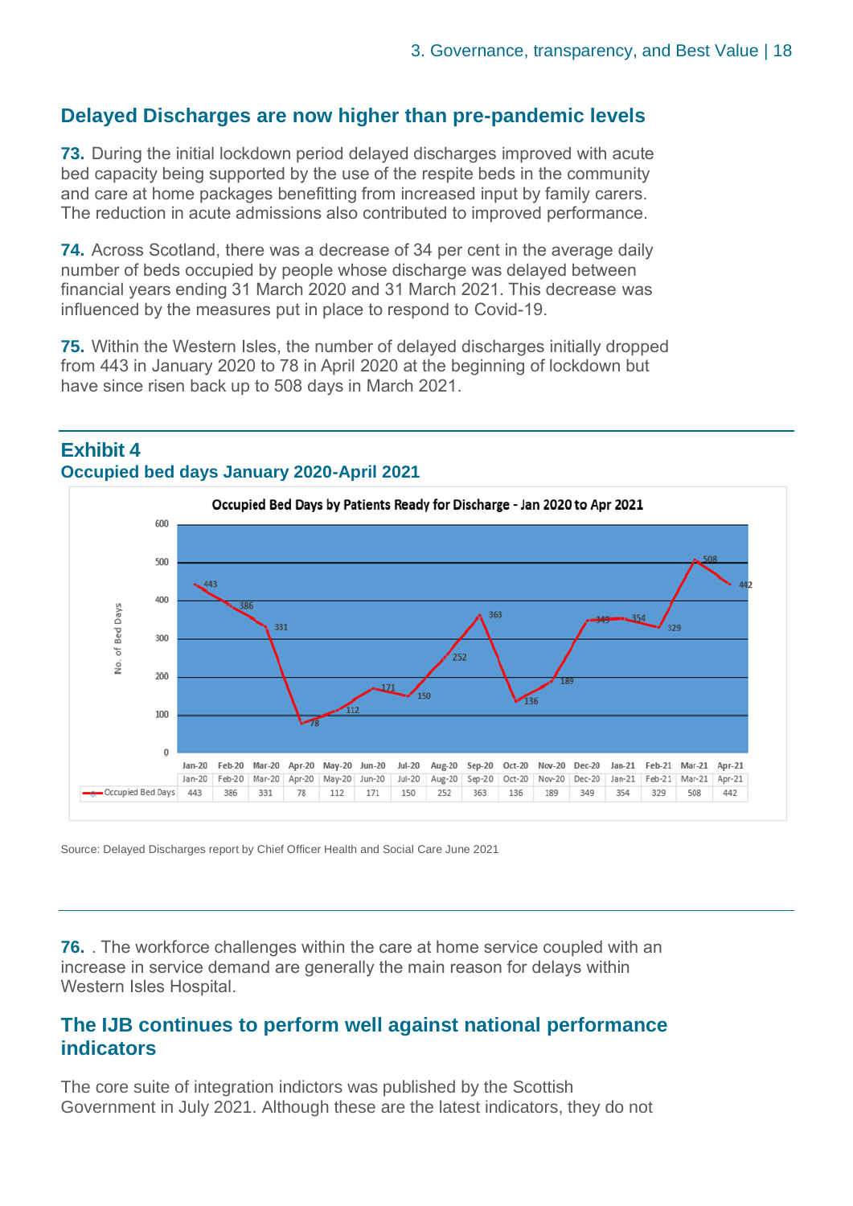## Delayed Discharges are now higher than pre-pandemic levels

**73.** During the initial lockdown period delayed discharges improved with acute bed capacity being supported by the use of the respite beds in the community and care at home packages benefitting from increased input by family carers. The reduction in acute admissions also contributed to improved performance.

**74.** Across Scotland, there was a decrease of 34 per cent in the average daily number of beds occupied by people whose discharge was delayed between financial years ending 31 March 2020 and 31 March 2021. This decrease was influenced by the measures put in place to respond to Covid-19.

**75.** Within the Western Isles, the number of delayed discharges initially dropped from 443 in January 2020 to 78 in April 2020 at the beginning of lockdown but have since risen back up to 508 days in March 2021.

### Exhibit 4
**Occupied bed days January 2020-April 2021**

Occupied Bed Days by Patients Ready for Discharge - Jan 2020 to Apr 2021

| | Jan-20 | Feb-20 | Mar-20 | Apr-20 | May-20 | Jun-20 | Jul-20 | Aug-20 | Sep-20 | Oct-20 | Nov-20 | Dec-20 | Jan-21 | Feb-21 | Mar-21 | Apr-21 |
|---|---|---|---|---|---|---|---|---|---|---|---|---|---|---|---|---|
| Occupied Bed Days | 443 | 386 | 331 | 78 | 112 | 171 | 150 | 252 | 363 | 136 | 189 | 349 | 354 | 329 | 508 | 442 |

Source: Delayed Discharges report by Chief Officer Health and Social Care June 2021

**76.** . The workforce challenges within the care at home service coupled with an increase in service demand are generally the main reason for delays within Western Isles Hospital.

## The IJB continues to perform well against national performance indicators

The core suite of integration indictors was published by the Scottish Government in July 2021. Although these are the latest indicators, they do not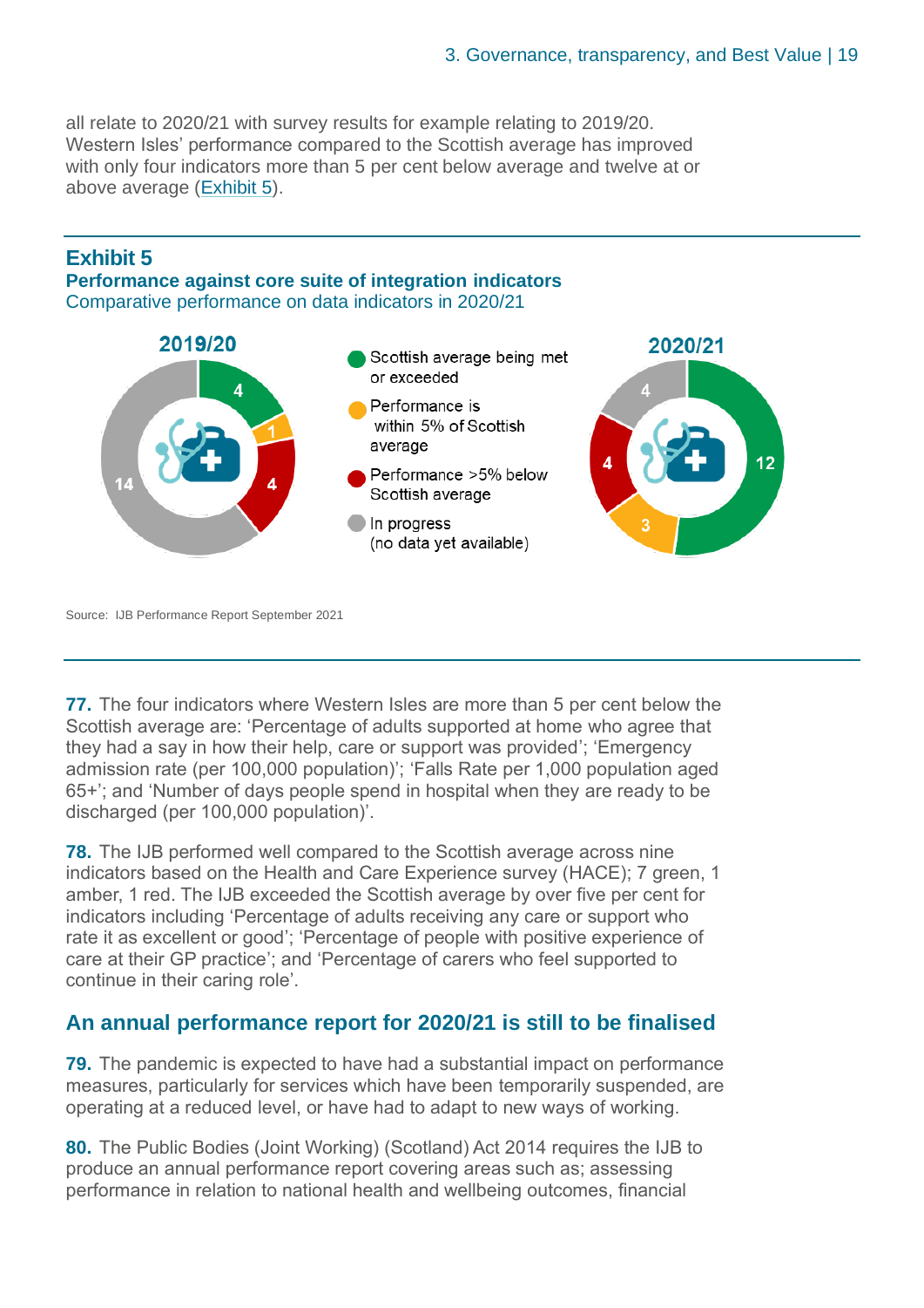all relate to 2020/21 with survey results for example relating to 2019/20. Western Isles' performance compared to the Scottish average has improved with only four indicators more than 5 per cent below average and twelve at or above average (Exhibit 5).

**Exhibit 5**

**Performance against core suite of integration indicators**

Comparative performance on data indicators in 2020/21

| Category | 2019/20 | 2020/21 |
|---|---|---|
| Scottish average being met or exceeded | 4 | 12 |
| Performance is within 5% of Scottish average | 1 | 3 |
| Performance >5% below Scottish average | 4 | 4 |
| In progress (no data yet available) | 14 | 4 |

Source: IJB Performance Report September 2021

**77.** The four indicators where Western Isles are more than 5 per cent below the Scottish average are: 'Percentage of adults supported at home who agree that they had a say in how their help, care or support was provided'; 'Emergency admission rate (per 100,000 population)'; 'Falls Rate per 1,000 population aged 65+'; and 'Number of days people spend in hospital when they are ready to be discharged (per 100,000 population)'.

**78.** The IJB performed well compared to the Scottish average across nine indicators based on the Health and Care Experience survey (HACE); 7 green, 1 amber, 1 red. The IJB exceeded the Scottish average by over five per cent for indicators including 'Percentage of adults receiving any care or support who rate it as excellent or good'; 'Percentage of people with positive experience of care at their GP practice'; and 'Percentage of carers who feel supported to continue in their caring role'.

## An annual performance report for 2020/21 is still to be finalised

**79.** The pandemic is expected to have had a substantial impact on performance measures, particularly for services which have been temporarily suspended, are operating at a reduced level, or have had to adapt to new ways of working.

**80.** The Public Bodies (Joint Working) (Scotland) Act 2014 requires the IJB to produce an annual performance report covering areas such as; assessing performance in relation to national health and wellbeing outcomes, financial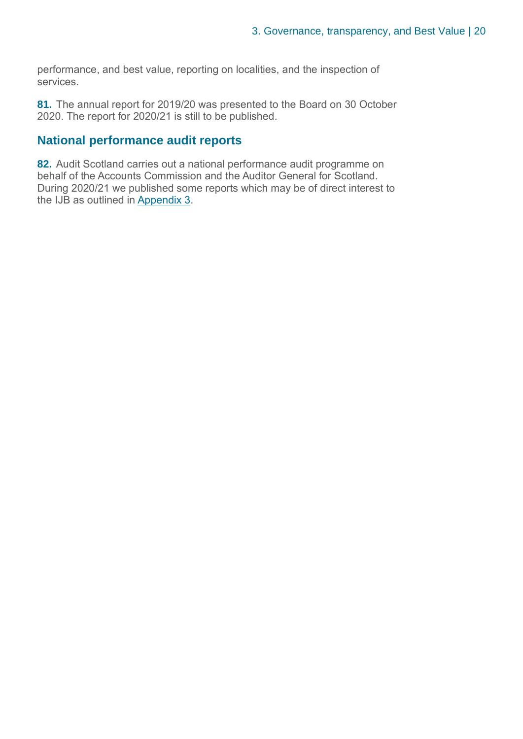performance, and best value, reporting on localities, and the inspection of services.

**81.** The annual report for 2019/20 was presented to the Board on 30 October 2020. The report for 2020/21 is still to be published.

## National performance audit reports

**82.** Audit Scotland carries out a national performance audit programme on behalf of the Accounts Commission and the Auditor General for Scotland. During 2020/21 we published some reports which may be of direct interest to the IJB as outlined in Appendix 3.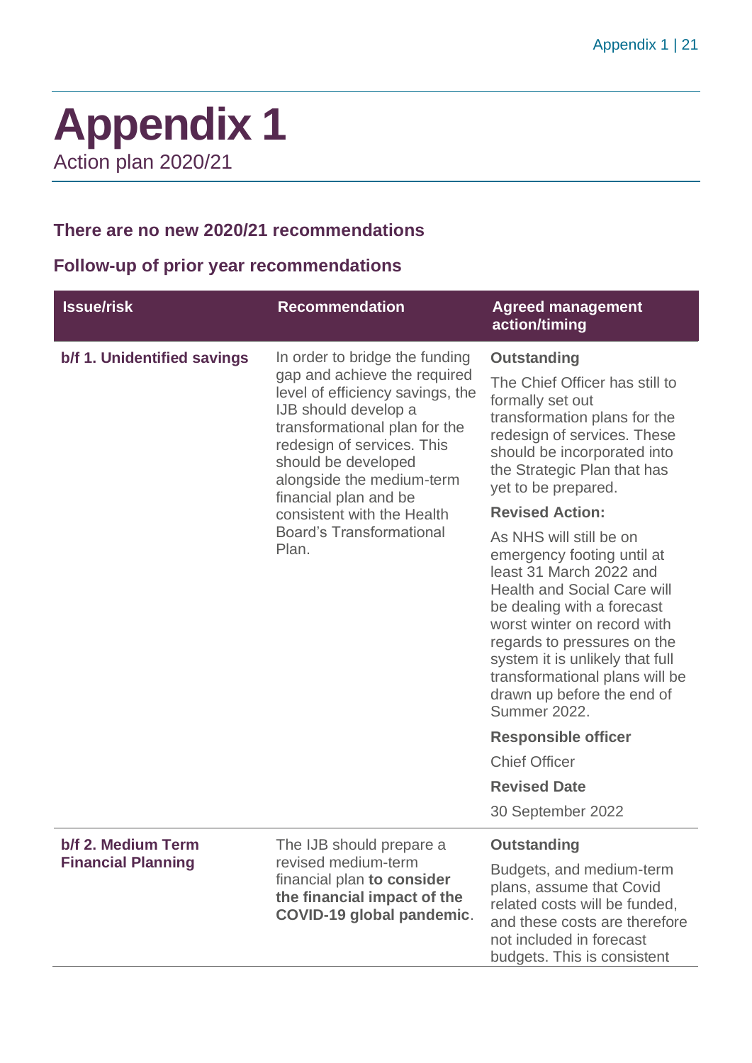# Appendix 1

Action plan 2020/21

### There are no new 2020/21 recommendations

### Follow-up of prior year recommendations

| Issue/risk | Recommendation | Agreed management action/timing |
|---|---|---|
| **b/f 1. Unidentified savings** | In order to bridge the funding gap and achieve the required level of efficiency savings, the IJB should develop a transformational plan for the redesign of services. This should be developed alongside the medium-term financial plan and be consistent with the Health Board's Transformational Plan. | **Outstanding**<br><br>The Chief Officer has still to formally set out transformation plans for the redesign of services. These should be incorporated into the Strategic Plan that has yet to be prepared.<br><br>**Revised Action:**<br><br>As NHS will still be on emergency footing until at least 31 March 2022 and Health and Social Care will be dealing with a forecast worst winter on record with regards to pressures on the system it is unlikely that full transformational plans will be drawn up before the end of Summer 2022.<br><br>**Responsible officer**<br><br>Chief Officer<br><br>**Revised Date**<br><br>30 September 2022 |
| **b/f 2. Medium Term Financial Planning** | The IJB should prepare a revised medium-term financial plan **to consider the financial impact of the COVID-19 global pandemic**. | **Outstanding**<br><br>Budgets, and medium-term plans, assume that Covid related costs will be funded, and these costs are therefore not included in forecast budgets. This is consistent |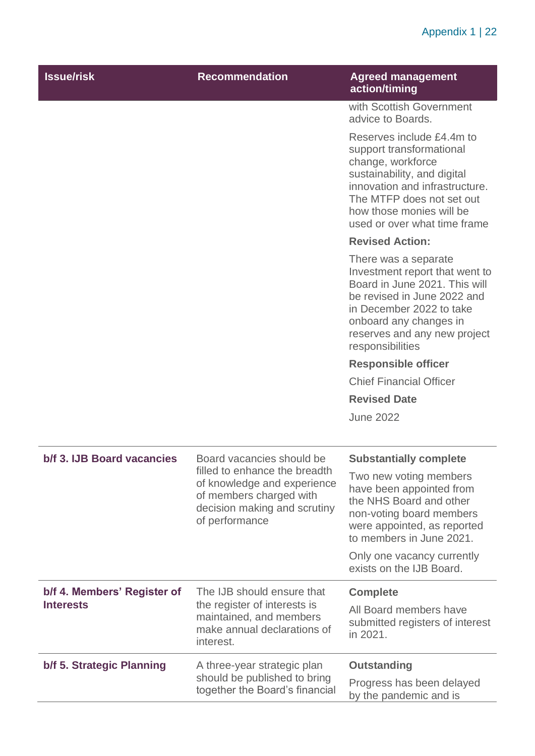| Issue/risk | Recommendation | Agreed management action/timing |
|---|---|---|
| | | with Scottish Government advice to Boards.<br><br>Reserves include £4.4m to support transformational change, workforce sustainability, and digital innovation and infrastructure. The MTFP does not set out how those monies will be used or over what time frame<br><br>**Revised Action:**<br><br>There was a separate Investment report that went to Board in June 2021. This will be revised in June 2022 and in December 2022 to take onboard any changes in reserves and any new project responsibilities<br><br>**Responsible officer**<br><br>Chief Financial Officer<br><br>**Revised Date**<br><br>June 2022 |
| **b/f 3. IJB Board vacancies** | Board vacancies should be filled to enhance the breadth of knowledge and experience of members charged with decision making and scrutiny of performance | **Substantially complete**<br><br>Two new voting members have been appointed from the NHS Board and other non-voting board members were appointed, as reported to members in June 2021.<br><br>Only one vacancy currently exists on the IJB Board. |
| **b/f 4. Members' Register of Interests** | The IJB should ensure that the register of interests is maintained, and members make annual declarations of interest. | **Complete**<br><br>All Board members have submitted registers of interest in 2021. |
| **b/f 5. Strategic Planning** | A three-year strategic plan should be published to bring together the Board's financial | **Outstanding**<br><br>Progress has been delayed by the pandemic and is |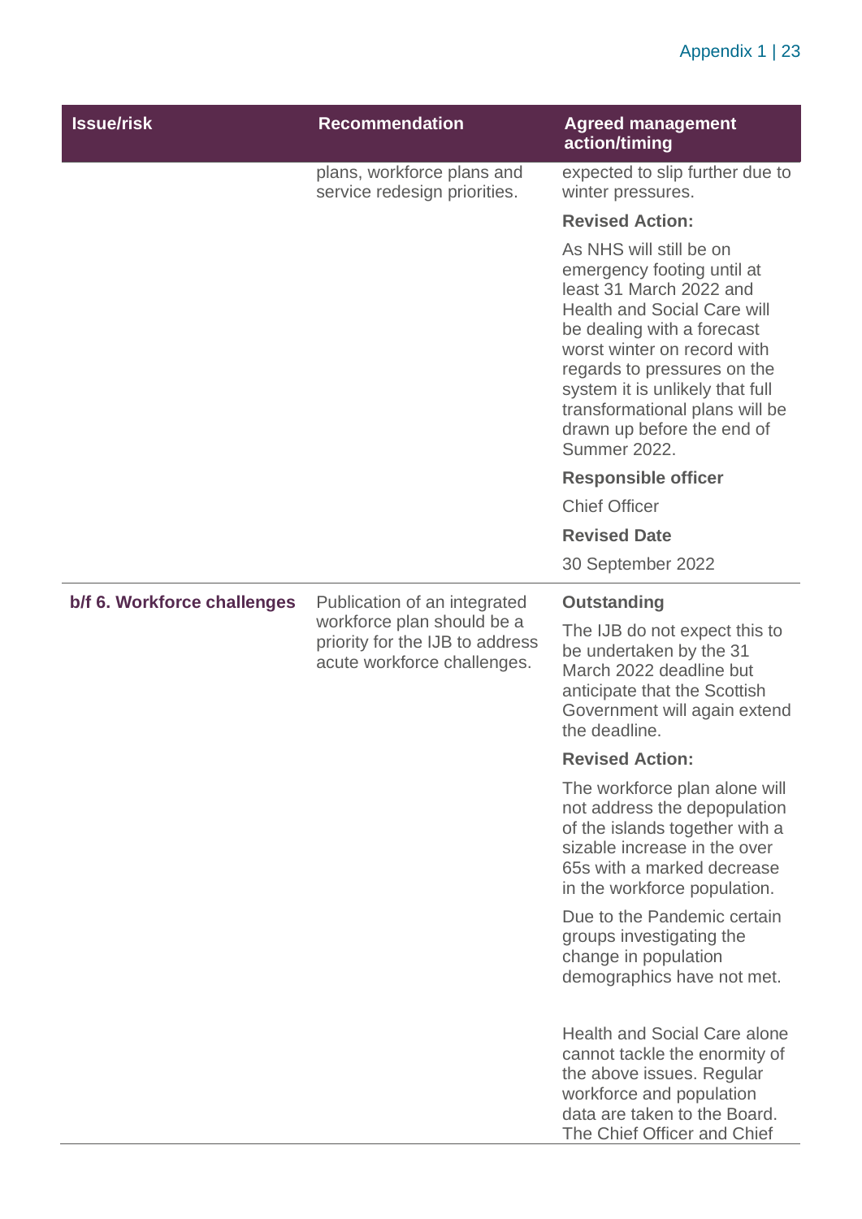| Issue/risk | Recommendation | Agreed management action/timing |
|---|---|---|
| | plans, workforce plans and service redesign priorities. | expected to slip further due to winter pressures.<br><br>**Revised Action:**<br><br>As NHS will still be on emergency footing until at least 31 March 2022 and Health and Social Care will be dealing with a forecast worst winter on record with regards to pressures on the system it is unlikely that full transformational plans will be drawn up before the end of Summer 2022.<br><br>**Responsible officer**<br><br>Chief Officer<br><br>**Revised Date**<br><br>30 September 2022 |
| **b/f 6. Workforce challenges** | Publication of an integrated workforce plan should be a priority for the IJB to address acute workforce challenges. | **Outstanding**<br><br>The IJB do not expect this to be undertaken by the 31 March 2022 deadline but anticipate that the Scottish Government will again extend the deadline.<br><br>**Revised Action:**<br><br>The workforce plan alone will not address the depopulation of the islands together with a sizable increase in the over 65s with a marked decrease in the workforce population.<br><br>Due to the Pandemic certain groups investigating the change in population demographics have not met.<br><br>Health and Social Care alone cannot tackle the enormity of the above issues. Regular workforce and population data are taken to the Board. The Chief Officer and Chief |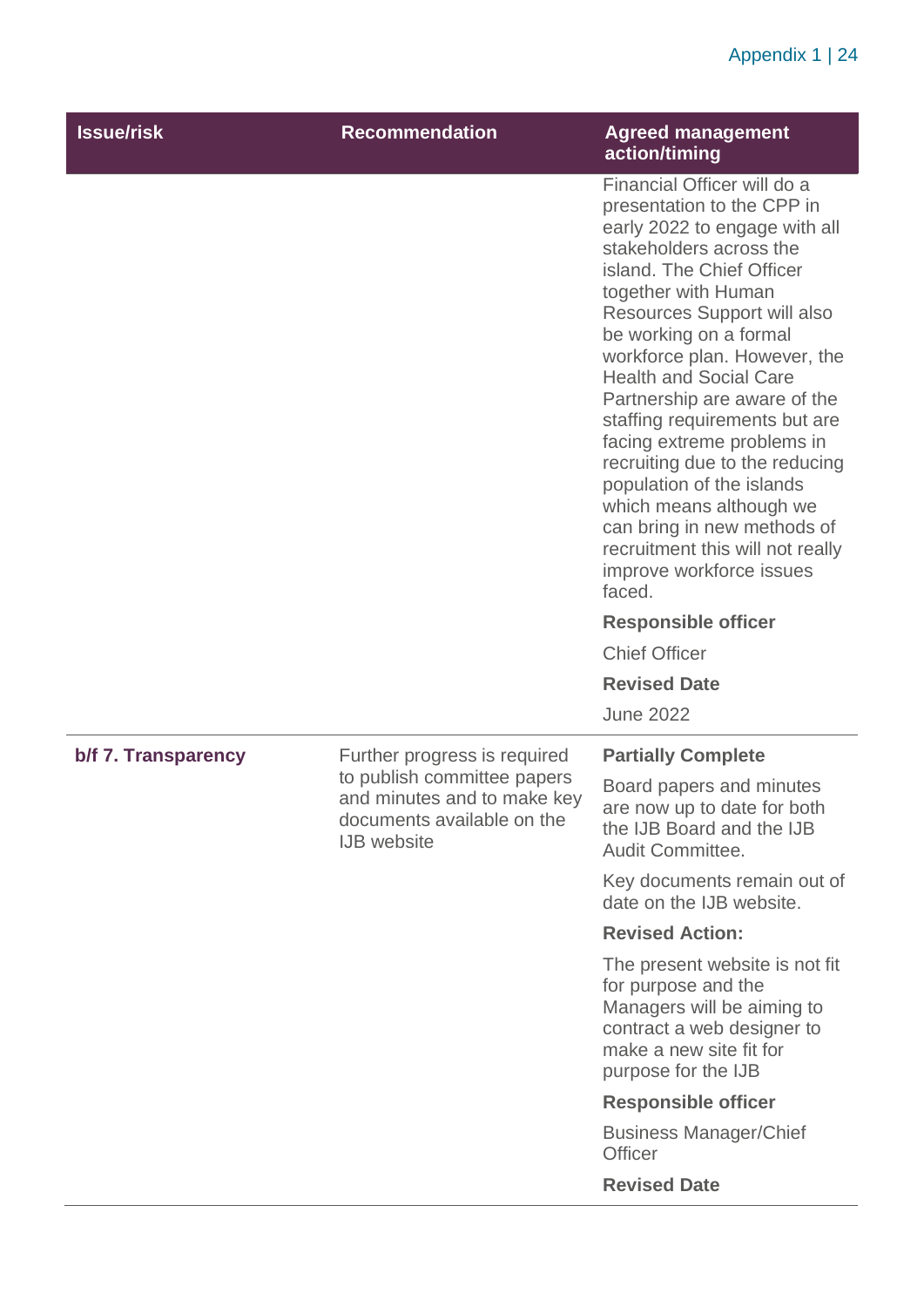| Issue/risk | Recommendation | Agreed management action/timing |
| --- | --- | --- |
| | | Financial Officer will do a presentation to the CPP in early 2022 to engage with all stakeholders across the island. The Chief Officer together with Human Resources Support will also be working on a formal workforce plan. However, the Health and Social Care Partnership are aware of the staffing requirements but are facing extreme problems in recruiting due to the reducing population of the islands which means although we can bring in new methods of recruitment this will not really improve workforce issues faced.<br><br>**Responsible officer**<br><br>Chief Officer<br><br>**Revised Date**<br><br>June 2022 |
| **b/f 7. Transparency** | Further progress is required to publish committee papers and minutes and to make key documents available on the IJB website | **Partially Complete**<br><br>Board papers and minutes are now up to date for both the IJB Board and the IJB Audit Committee.<br><br>Key documents remain out of date on the IJB website.<br><br>**Revised Action:**<br><br>The present website is not fit for purpose and the Managers will be aiming to contract a web designer to make a new site fit for purpose for the IJB<br><br>**Responsible officer**<br><br>Business Manager/Chief Officer<br><br>**Revised Date** |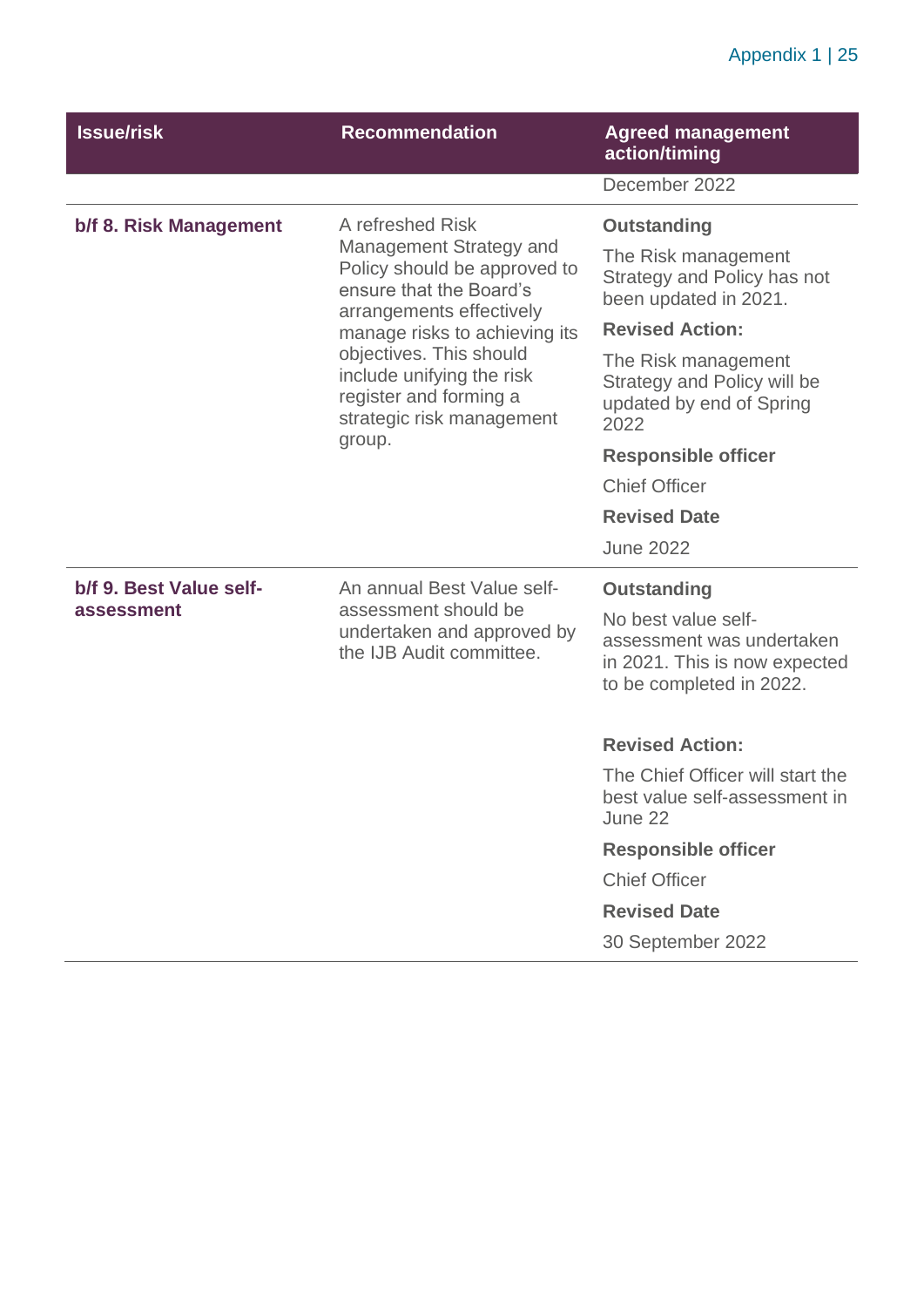| Issue/risk | Recommendation | Agreed management action/timing |
| --- | --- | --- |
| | | December 2022 |
| **b/f 8. Risk Management** | A refreshed Risk Management Strategy and Policy should be approved to ensure that the Board's arrangements effectively manage risks to achieving its objectives. This should include unifying the risk register and forming a strategic risk management group. | **Outstanding**<br>The Risk management Strategy and Policy has not been updated in 2021.<br>**Revised Action:**<br>The Risk management Strategy and Policy will be updated by end of Spring 2022<br>**Responsible officer**<br>Chief Officer<br>**Revised Date**<br>June 2022 |
| **b/f 9. Best Value self-assessment** | An annual Best Value self-assessment should be undertaken and approved by the IJB Audit committee. | **Outstanding**<br>No best value self-assessment was undertaken in 2021. This is now expected to be completed in 2022.<br>**Revised Action:**<br>The Chief Officer will start the best value self-assessment in June 22<br>**Responsible officer**<br>Chief Officer<br>**Revised Date**<br>30 September 2022 |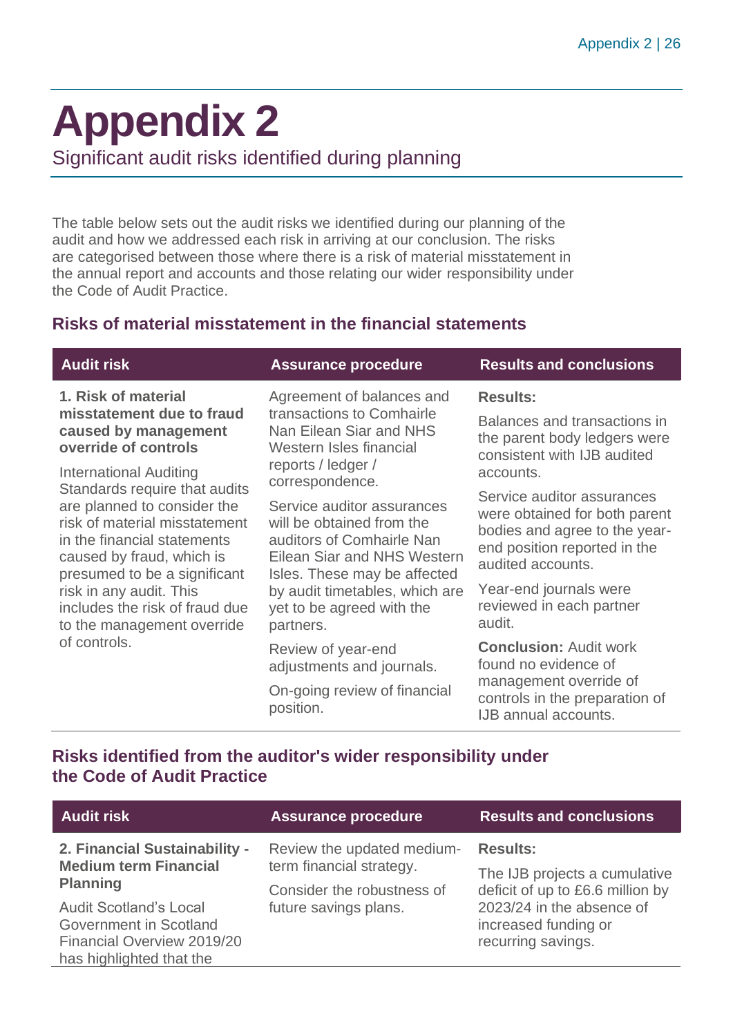# Appendix 2

Significant audit risks identified during planning

The table below sets out the audit risks we identified during our planning of the audit and how we addressed each risk in arriving at our conclusion. The risks are categorised between those where there is a risk of material misstatement in the annual report and accounts and those relating our wider responsibility under the Code of Audit Practice.

## Risks of material misstatement in the financial statements

| Audit risk | Assurance procedure | Results and conclusions |
|---|---|---|
| **1. Risk of material misstatement due to fraud caused by management override of controls**<br><br>International Auditing Standards require that audits are planned to consider the risk of material misstatement in the financial statements caused by fraud, which is presumed to be a significant risk in any audit. This includes the risk of fraud due to the management override of controls. | Agreement of balances and transactions to Comhairle Nan Eilean Siar and NHS Western Isles financial reports / ledger / correspondence.<br><br>Service auditor assurances will be obtained from the auditors of Comhairle Nan Eilean Siar and NHS Western Isles. These may be affected by audit timetables, which are yet to be agreed with the partners.<br><br>Review of year-end adjustments and journals.<br><br>On-going review of financial position. | **Results:**<br><br>Balances and transactions in the parent body ledgers were consistent with IJB audited accounts.<br><br>Service auditor assurances were obtained for both parent bodies and agree to the year-end position reported in the audited accounts.<br><br>Year-end journals were reviewed in each partner audit.<br><br>**Conclusion:** Audit work found no evidence of management override of controls in the preparation of IJB annual accounts. |

## Risks identified from the auditor's wider responsibility under the Code of Audit Practice

| Audit risk | Assurance procedure | Results and conclusions |
|---|---|---|
| **2. Financial Sustainability - Medium term Financial Planning**<br><br>Audit Scotland's Local Government in Scotland Financial Overview 2019/20 has highlighted that the | Review the updated medium-term financial strategy.<br><br>Consider the robustness of future savings plans. | **Results:**<br><br>The IJB projects a cumulative deficit of up to £6.6 million by 2023/24 in the absence of increased funding or recurring savings. |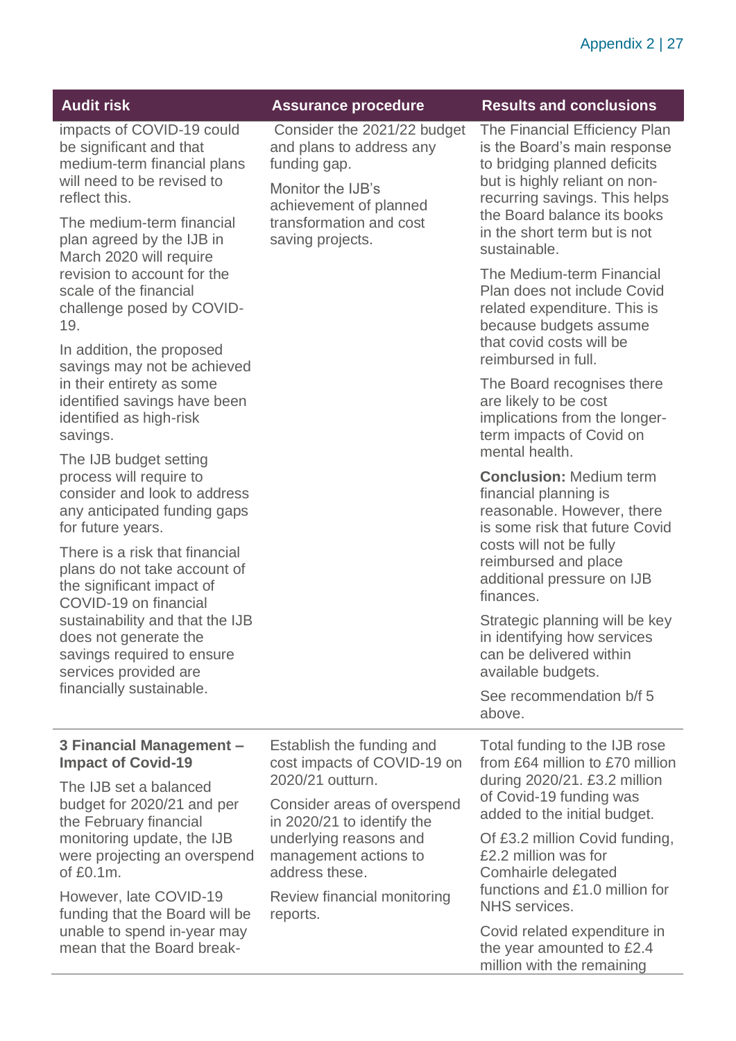| Audit risk | Assurance procedure | Results and conclusions |
|---|---|---|
| impacts of COVID-19 could be significant and that medium-term financial plans will need to be revised to reflect this.<br><br>The medium-term financial plan agreed by the IJB in March 2020 will require revision to account for the scale of the financial challenge posed by COVID-19.<br><br>In addition, the proposed savings may not be achieved in their entirety as some identified savings have been identified as high-risk savings.<br><br>The IJB budget setting process will require to consider and look to address any anticipated funding gaps for future years.<br><br>There is a risk that financial plans do not take account of the significant impact of COVID-19 on financial sustainability and that the IJB does not generate the savings required to ensure services provided are financially sustainable. | Consider the 2021/22 budget and plans to address any funding gap.<br><br>Monitor the IJB's achievement of planned transformation and cost saving projects. | The Financial Efficiency Plan is the Board's main response to bridging planned deficits but is highly reliant on non-recurring savings. This helps the Board balance its books in the short term but is not sustainable.<br><br>The Medium-term Financial Plan does not include Covid related expenditure. This is because budgets assume that covid costs will be reimbursed in full.<br><br>The Board recognises there are likely to be cost implications from the longer-term impacts of Covid on mental health.<br><br>**Conclusion:** Medium term financial planning is reasonable. However, there is some risk that future Covid costs will not be fully reimbursed and place additional pressure on IJB finances.<br><br>Strategic planning will be key in identifying how services can be delivered within available budgets.<br><br>See recommendation b/f 5 above. |
| **3 Financial Management – Impact of Covid-19**<br><br>The IJB set a balanced budget for 2020/21 and per the February financial monitoring update, the IJB were projecting an overspend of £0.1m.<br><br>However, late COVID-19 funding that the Board will be unable to spend in-year may mean that the Board break- | Establish the funding and cost impacts of COVID-19 on 2020/21 outturn.<br><br>Consider areas of overspend in 2020/21 to identify the underlying reasons and management actions to address these.<br><br>Review financial monitoring reports. | Total funding to the IJB rose from £64 million to £70 million during 2020/21. £3.2 million of Covid-19 funding was added to the initial budget.<br><br>Of £3.2 million Covid funding, £2.2 million was for Comhairle delegated functions and £1.0 million for NHS services.<br><br>Covid related expenditure in the year amounted to £2.4 million with the remaining |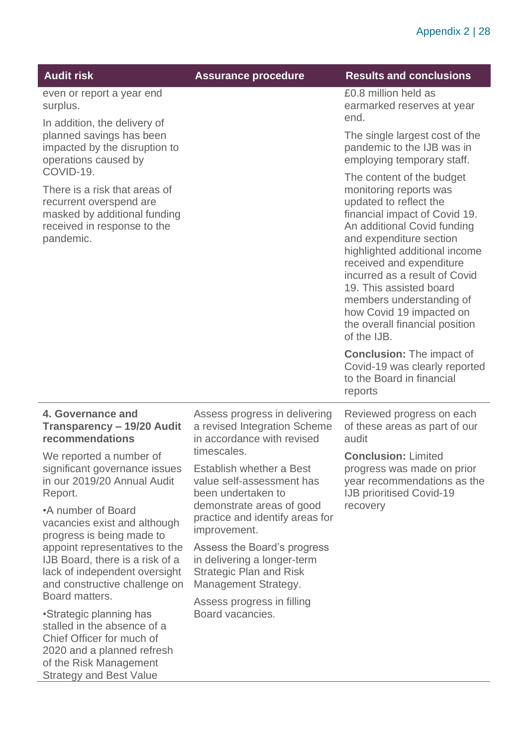| Audit risk | Assurance procedure | Results and conclusions |
|---|---|---|
| even or report a year end surplus.<br><br>In addition, the delivery of planned savings has been impacted by the disruption to operations caused by COVID-19.<br><br>There is a risk that areas of recurrent overspend are masked by additional funding received in response to the pandemic. | | £0.8 million held as earmarked reserves at year end.<br><br>The single largest cost of the pandemic to the IJB was in employing temporary staff.<br><br>The content of the budget monitoring reports was updated to reflect the financial impact of Covid 19. An additional Covid funding and expenditure section highlighted additional income received and expenditure incurred as a result of Covid 19. This assisted board members understanding of how Covid 19 impacted on the overall financial position of the IJB.<br><br>**Conclusion:** The impact of Covid-19 was clearly reported to the Board in financial reports |
| **4. Governance and Transparency – 19/20 Audit recommendations**<br><br>We reported a number of significant governance issues in our 2019/20 Annual Audit Report.<br><br>•A number of Board vacancies exist and although progress is being made to appoint representatives to the IJB Board, there is a risk of a lack of independent oversight and constructive challenge on Board matters.<br><br>•Strategic planning has stalled in the absence of a Chief Officer for much of 2020 and a planned refresh of the Risk Management Strategy and Best Value | Assess progress in delivering a revised Integration Scheme in accordance with revised timescales.<br><br>Establish whether a Best value self-assessment has been undertaken to demonstrate areas of good practice and identify areas for improvement.<br><br>Assess the Board's progress in delivering a longer-term Strategic Plan and Risk Management Strategy.<br><br>Assess progress in filling Board vacancies. | Reviewed progress on each of these areas as part of our audit<br><br>**Conclusion:** Limited progress was made on prior year recommendations as the IJB prioritised Covid-19 recovery |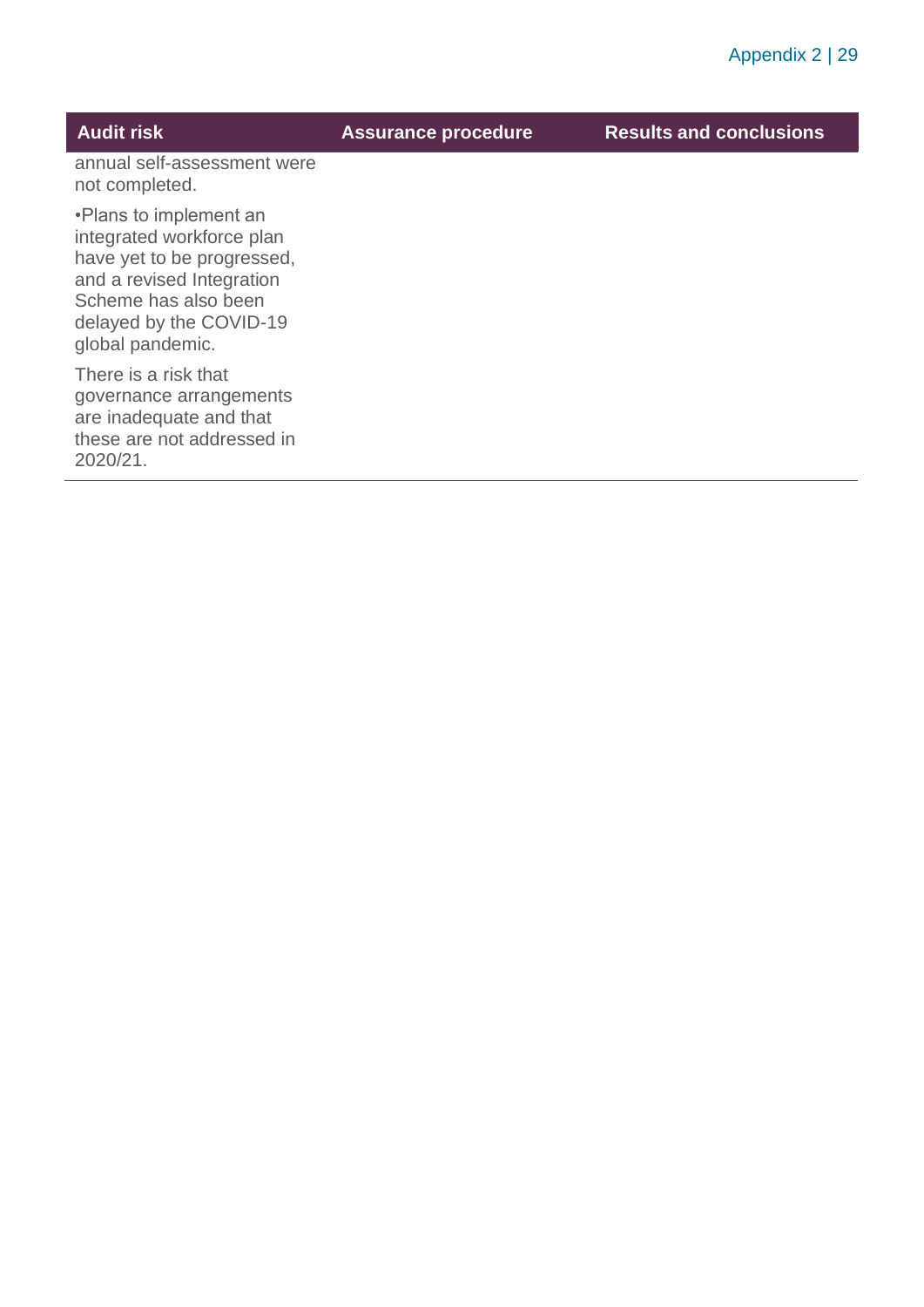| Audit risk | Assurance procedure | Results and conclusions |
| --- | --- | --- |
| annual self-assessment were not completed.<br><br>•Plans to implement an integrated workforce plan have yet to be progressed, and a revised Integration Scheme has also been delayed by the COVID-19 global pandemic.<br><br>There is a risk that governance arrangements are inadequate and that these are not addressed in 2020/21. | | |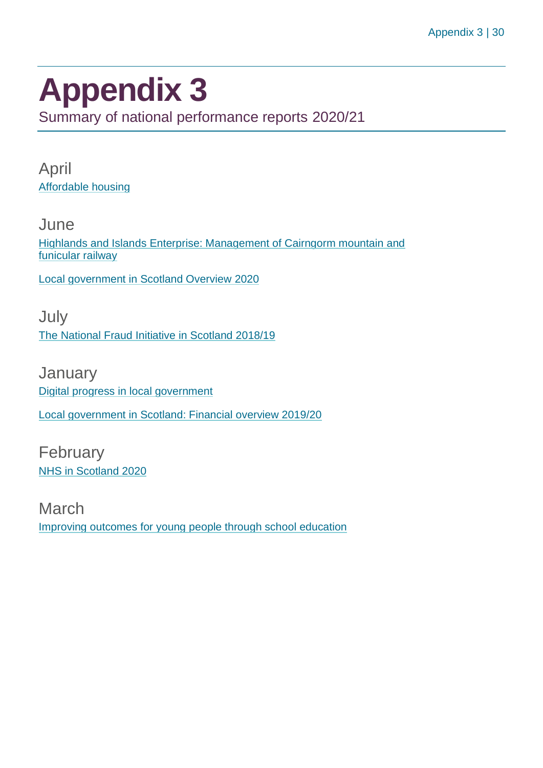# Appendix 3

Summary of national performance reports 2020/21

## April

Affordable housing

## June

Highlands and Islands Enterprise: Management of Cairngorm mountain and funicular railway

Local government in Scotland Overview 2020

## July

The National Fraud Initiative in Scotland 2018/19

## January

Digital progress in local government

Local government in Scotland: Financial overview 2019/20

## February

NHS in Scotland 2020

## March

Improving outcomes for young people through school education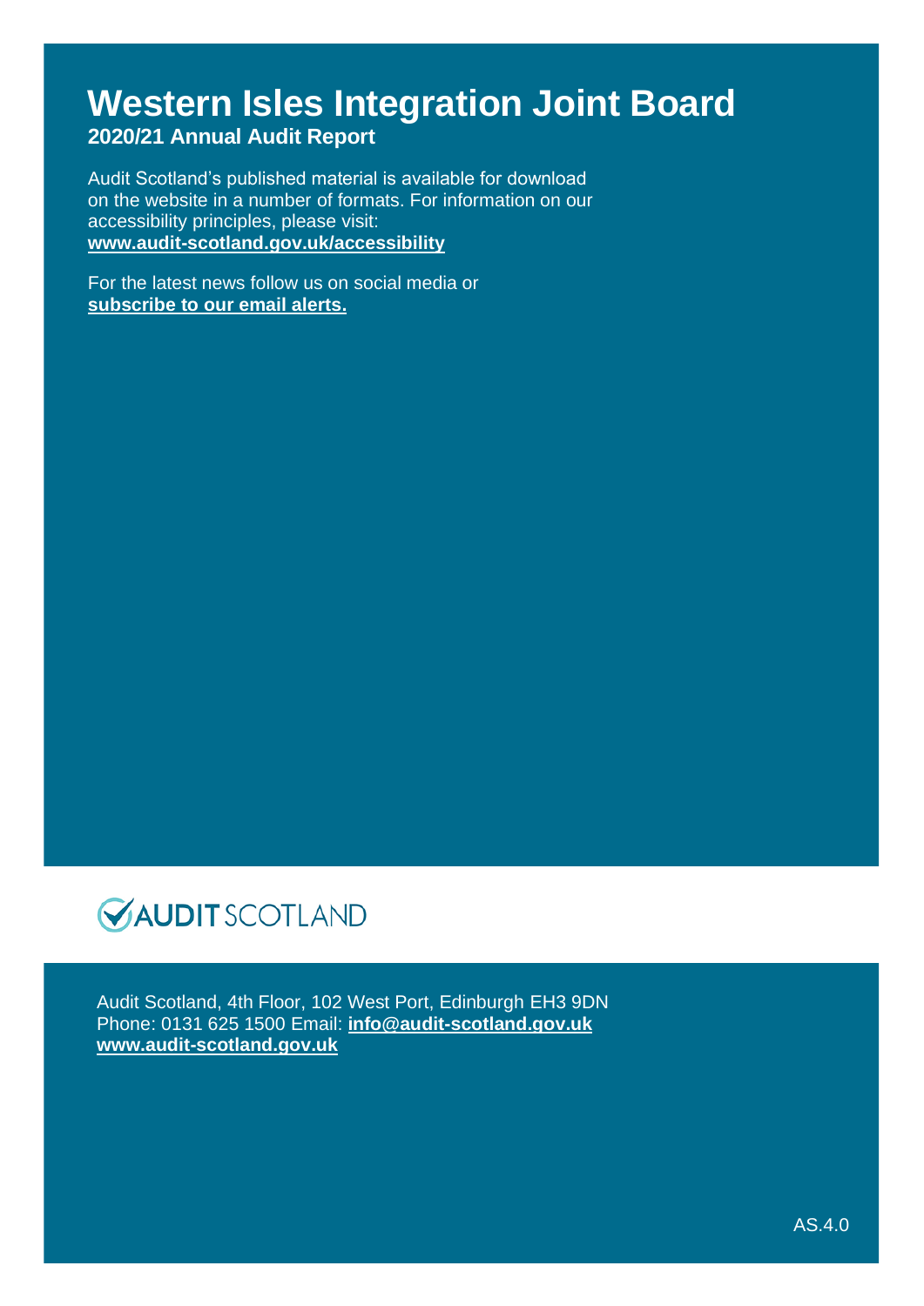# Western Isles Integration Joint Board

**2020/21 Annual Audit Report**

Audit Scotland's published material is available for download on the website in a number of formats. For information on our accessibility principles, please visit: **www.audit-scotland.gov.uk/accessibility**

For the latest news follow us on social media or **subscribe to our email alerts.**

AUDIT SCOTLAND

Audit Scotland, 4th Floor, 102 West Port, Edinburgh EH3 9DN
Phone: 0131 625 1500 Email: **info@audit-scotland.gov.uk**
**www.audit-scotland.gov.uk**

AS.4.0